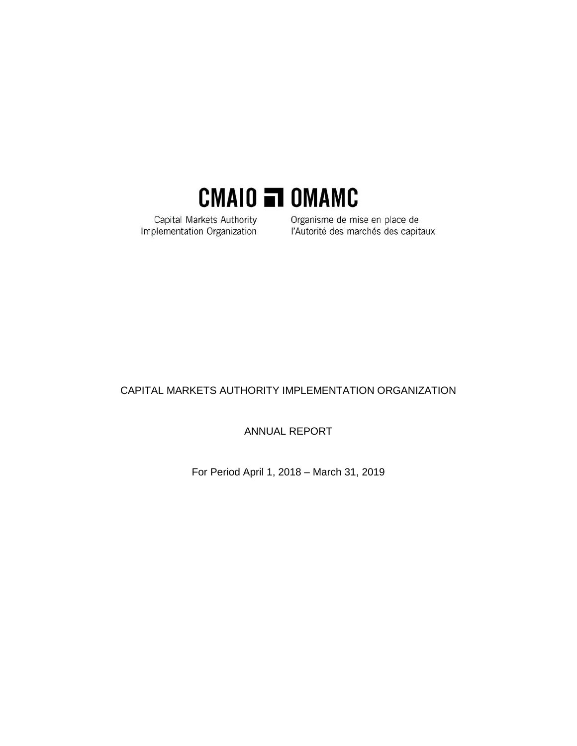# CMAIO OMAMC

Capital Markets Authority Implementation Organization

Organisme de mise en place de l'Autorité des marchés des capitaux

CAPITAL MARKETS AUTHORITY IMPLEMENTATION ORGANIZATION

ANNUAL REPORT

For Period April 1, 2018 – March 31, 2019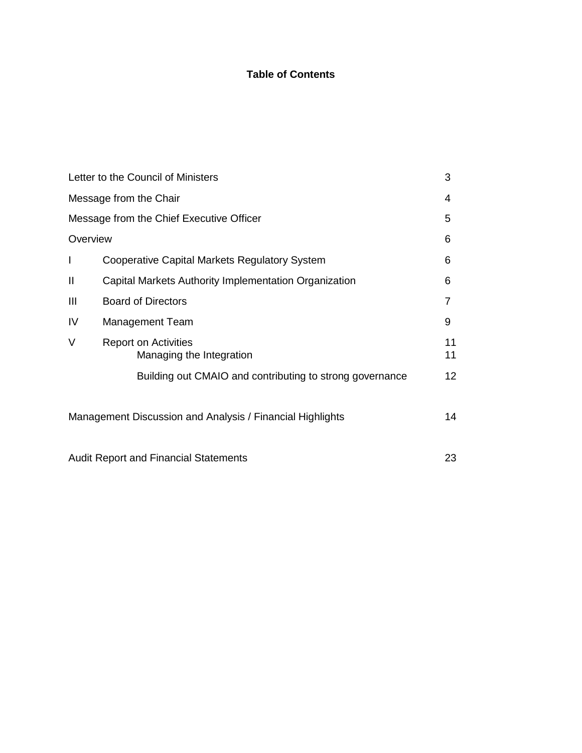# Table of Contents

| | | |
|---|---|---|
| Letter to the Council of Ministers | | 3 |
| Message from the Chair | | 4 |
| Message from the Chief Executive Officer | | 5 |
| Overview | | 6 |
| I | Cooperative Capital Markets Regulatory System | 6 |
| II | Capital Markets Authority Implementation Organization | 6 |
| III | Board of Directors | 7 |
| IV | Management Team | 9 |
| V | Report on Activities | 11 |
| | Managing the Integration | 11 |
| | Building out CMAIO and contributing to strong governance | 12 |
| Management Discussion and Analysis / Financial Highlights | | 14 |
| Audit Report and Financial Statements | | 23 |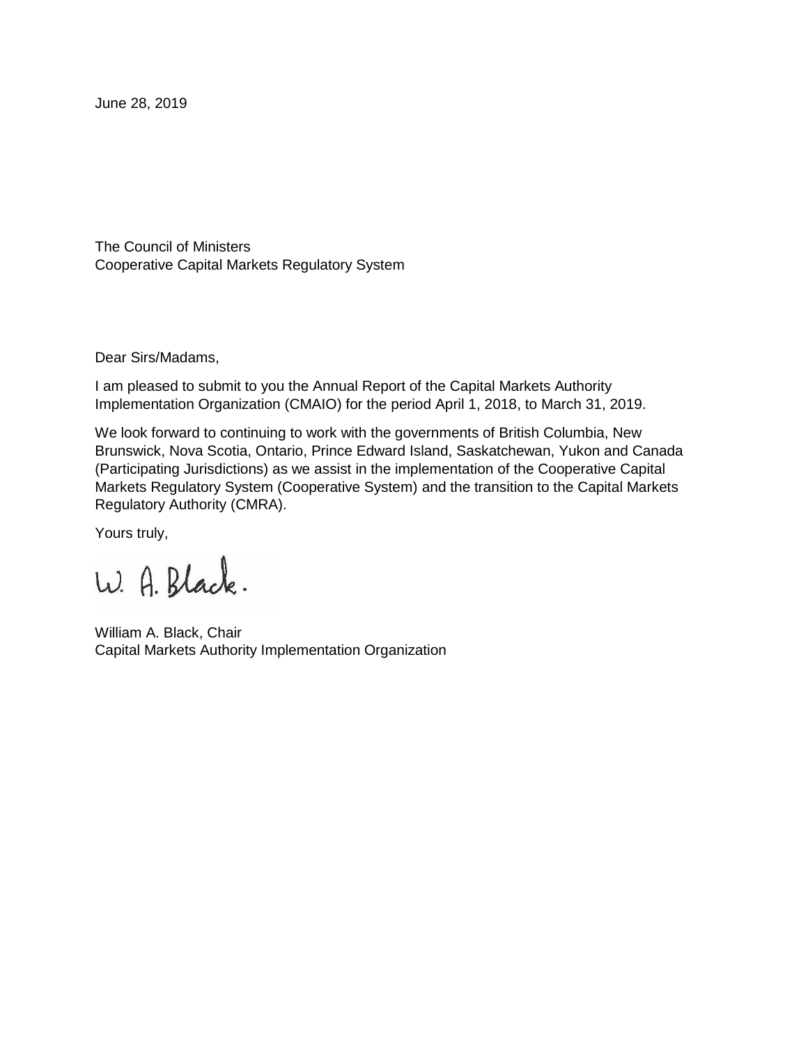June 28, 2019

The Council of Ministers
Cooperative Capital Markets Regulatory System

Dear Sirs/Madams,

I am pleased to submit to you the Annual Report of the Capital Markets Authority Implementation Organization (CMAIO) for the period April 1, 2018, to March 31, 2019.

We look forward to continuing to work with the governments of British Columbia, New Brunswick, Nova Scotia, Ontario, Prince Edward Island, Saskatchewan, Yukon and Canada (Participating Jurisdictions) as we assist in the implementation of the Cooperative Capital Markets Regulatory System (Cooperative System) and the transition to the Capital Markets Regulatory Authority (CMRA).

Yours truly,

W. A. Black.

William A. Black, Chair
Capital Markets Authority Implementation Organization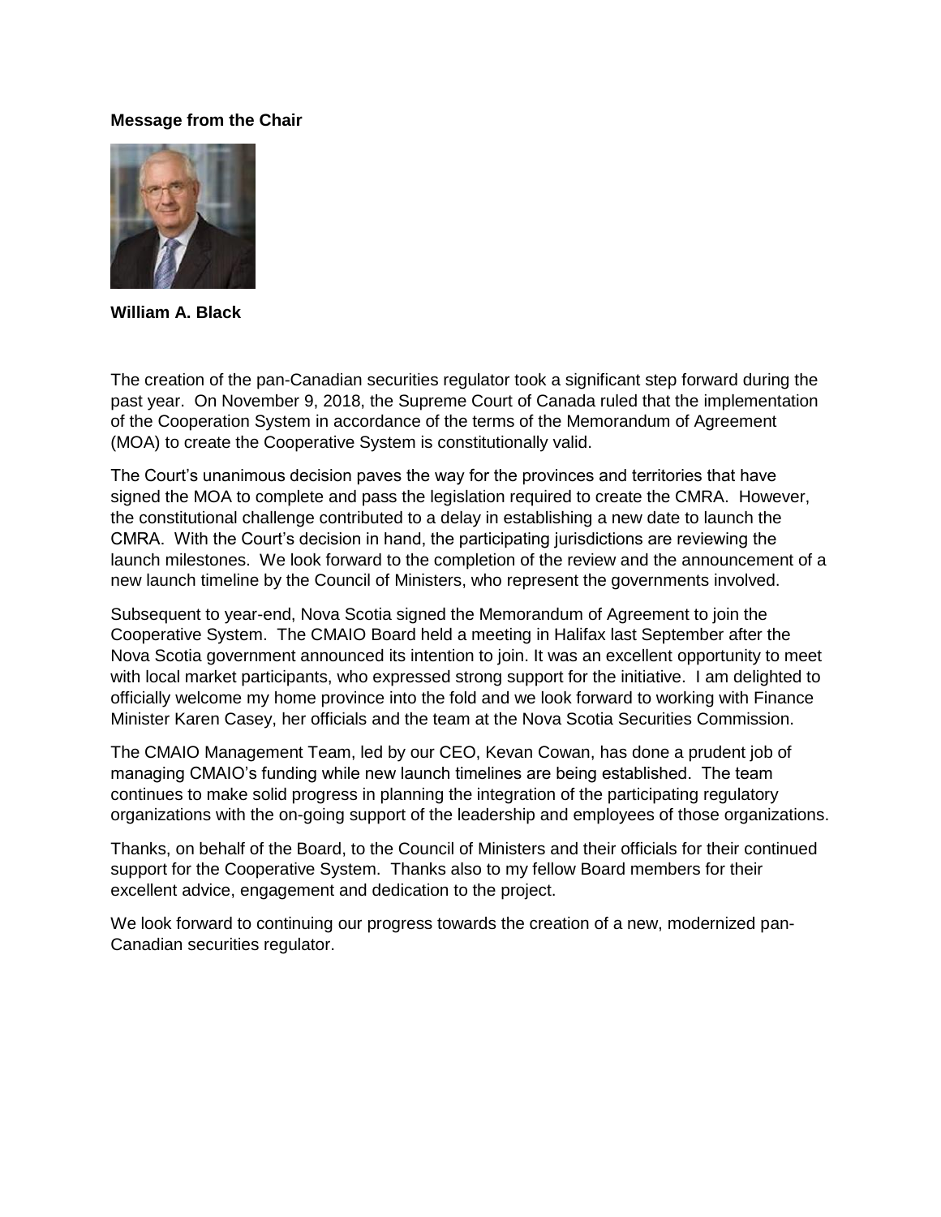**Message from the Chair**

**William A. Black**

The creation of the pan-Canadian securities regulator took a significant step forward during the past year. On November 9, 2018, the Supreme Court of Canada ruled that the implementation of the Cooperation System in accordance of the terms of the Memorandum of Agreement (MOA) to create the Cooperative System is constitutionally valid.

The Court's unanimous decision paves the way for the provinces and territories that have signed the MOA to complete and pass the legislation required to create the CMRA. However, the constitutional challenge contributed to a delay in establishing a new date to launch the CMRA. With the Court's decision in hand, the participating jurisdictions are reviewing the launch milestones. We look forward to the completion of the review and the announcement of a new launch timeline by the Council of Ministers, who represent the governments involved.

Subsequent to year-end, Nova Scotia signed the Memorandum of Agreement to join the Cooperative System. The CMAIO Board held a meeting in Halifax last September after the Nova Scotia government announced its intention to join. It was an excellent opportunity to meet with local market participants, who expressed strong support for the initiative. I am delighted to officially welcome my home province into the fold and we look forward to working with Finance Minister Karen Casey, her officials and the team at the Nova Scotia Securities Commission.

The CMAIO Management Team, led by our CEO, Kevan Cowan, has done a prudent job of managing CMAIO's funding while new launch timelines are being established. The team continues to make solid progress in planning the integration of the participating regulatory organizations with the on-going support of the leadership and employees of those organizations.

Thanks, on behalf of the Board, to the Council of Ministers and their officials for their continued support for the Cooperative System. Thanks also to my fellow Board members for their excellent advice, engagement and dedication to the project.

We look forward to continuing our progress towards the creation of a new, modernized pan-Canadian securities regulator.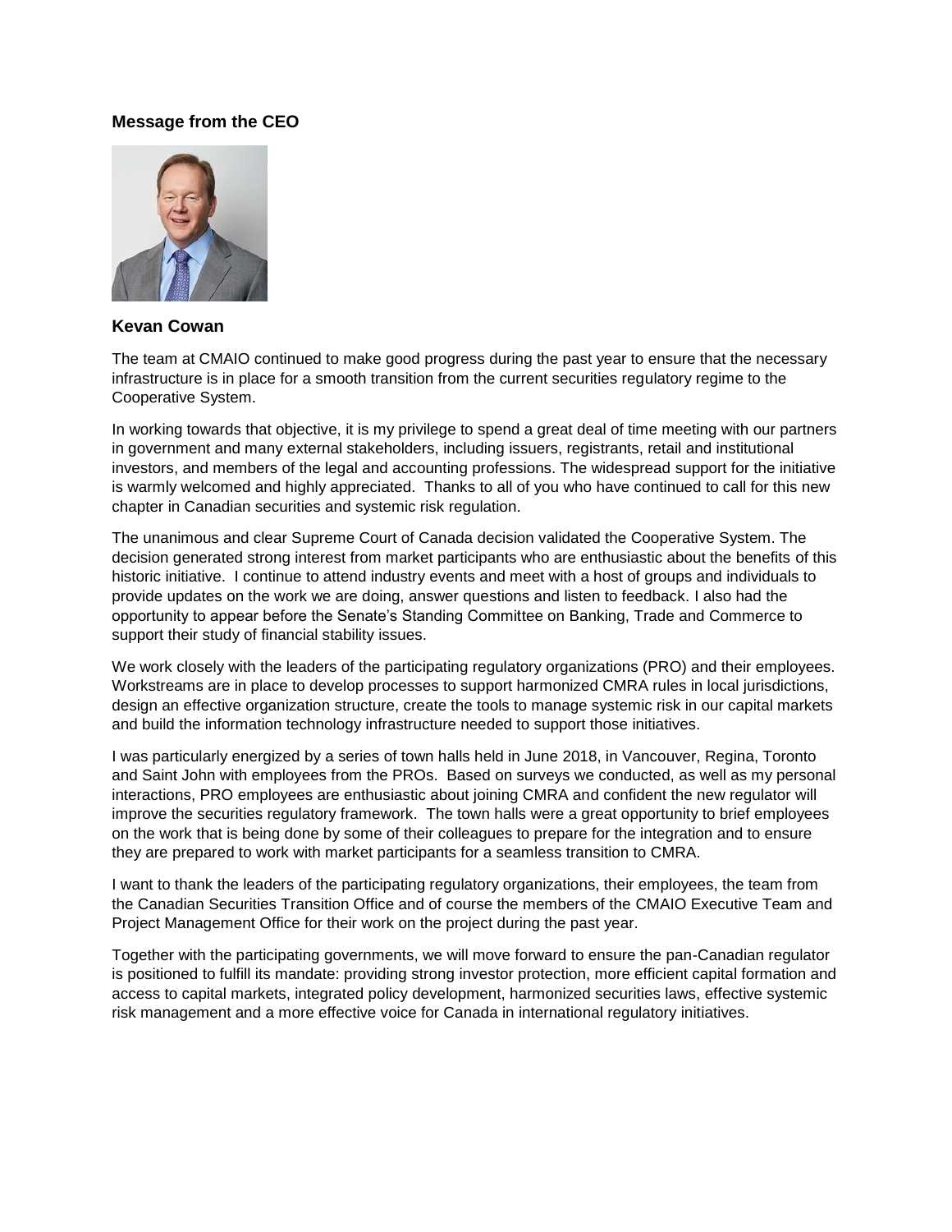## Message from the CEO

### Kevan Cowan

The team at CMAIO continued to make good progress during the past year to ensure that the necessary infrastructure is in place for a smooth transition from the current securities regulatory regime to the Cooperative System.

In working towards that objective, it is my privilege to spend a great deal of time meeting with our partners in government and many external stakeholders, including issuers, registrants, retail and institutional investors, and members of the legal and accounting professions. The widespread support for the initiative is warmly welcomed and highly appreciated. Thanks to all of you who have continued to call for this new chapter in Canadian securities and systemic risk regulation.

The unanimous and clear Supreme Court of Canada decision validated the Cooperative System. The decision generated strong interest from market participants who are enthusiastic about the benefits of this historic initiative. I continue to attend industry events and meet with a host of groups and individuals to provide updates on the work we are doing, answer questions and listen to feedback. I also had the opportunity to appear before the Senate's Standing Committee on Banking, Trade and Commerce to support their study of financial stability issues.

We work closely with the leaders of the participating regulatory organizations (PRO) and their employees. Workstreams are in place to develop processes to support harmonized CMRA rules in local jurisdictions, design an effective organization structure, create the tools to manage systemic risk in our capital markets and build the information technology infrastructure needed to support those initiatives.

I was particularly energized by a series of town halls held in June 2018, in Vancouver, Regina, Toronto and Saint John with employees from the PROs. Based on surveys we conducted, as well as my personal interactions, PRO employees are enthusiastic about joining CMRA and confident the new regulator will improve the securities regulatory framework. The town halls were a great opportunity to brief employees on the work that is being done by some of their colleagues to prepare for the integration and to ensure they are prepared to work with market participants for a seamless transition to CMRA.

I want to thank the leaders of the participating regulatory organizations, their employees, the team from the Canadian Securities Transition Office and of course the members of the CMAIO Executive Team and Project Management Office for their work on the project during the past year.

Together with the participating governments, we will move forward to ensure the pan-Canadian regulator is positioned to fulfill its mandate: providing strong investor protection, more efficient capital formation and access to capital markets, integrated policy development, harmonized securities laws, effective systemic risk management and a more effective voice for Canada in international regulatory initiatives.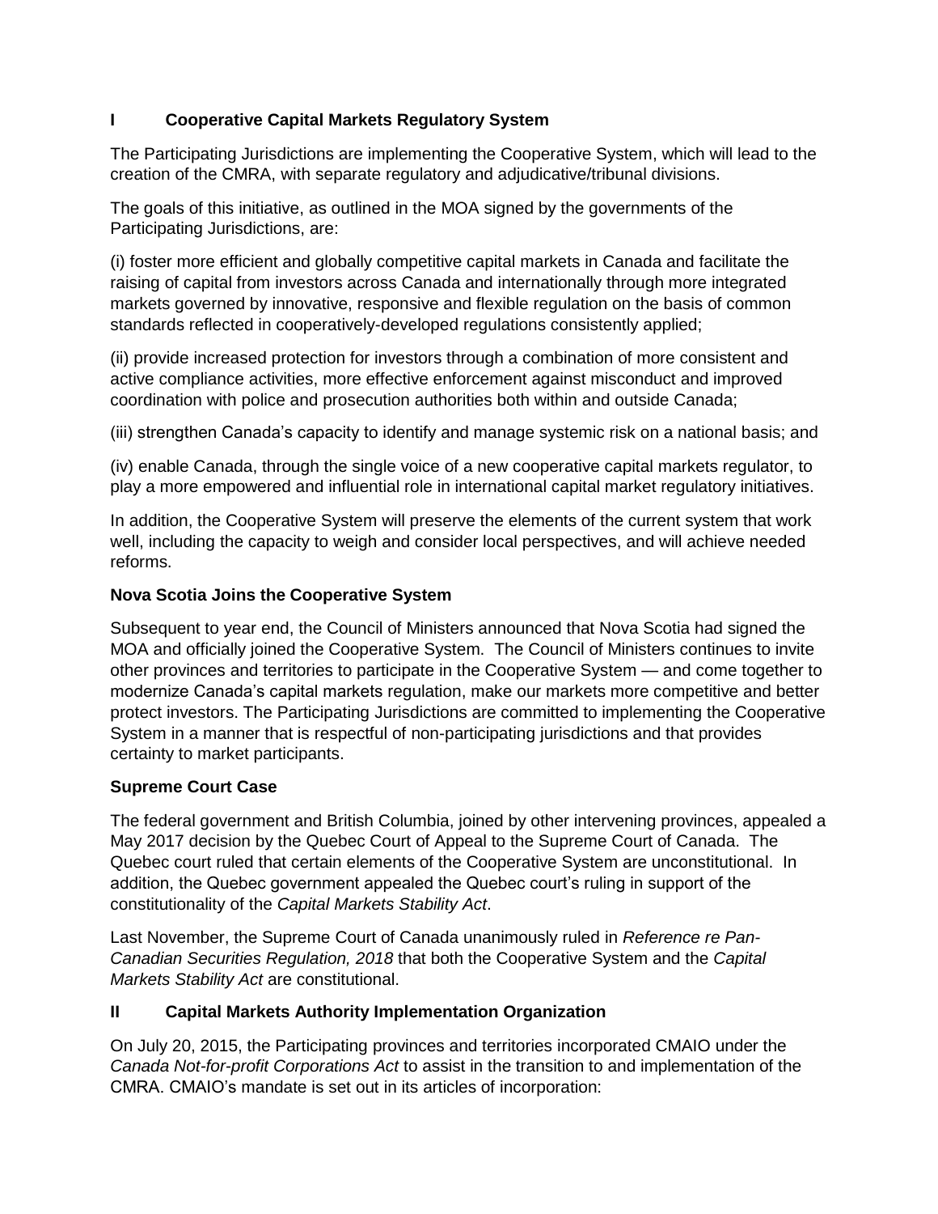## I Cooperative Capital Markets Regulatory System

The Participating Jurisdictions are implementing the Cooperative System, which will lead to the creation of the CMRA, with separate regulatory and adjudicative/tribunal divisions.

The goals of this initiative, as outlined in the MOA signed by the governments of the Participating Jurisdictions, are:

(i) foster more efficient and globally competitive capital markets in Canada and facilitate the raising of capital from investors across Canada and internationally through more integrated markets governed by innovative, responsive and flexible regulation on the basis of common standards reflected in cooperatively-developed regulations consistently applied;

(ii) provide increased protection for investors through a combination of more consistent and active compliance activities, more effective enforcement against misconduct and improved coordination with police and prosecution authorities both within and outside Canada;

(iii) strengthen Canada's capacity to identify and manage systemic risk on a national basis; and

(iv) enable Canada, through the single voice of a new cooperative capital markets regulator, to play a more empowered and influential role in international capital market regulatory initiatives.

In addition, the Cooperative System will preserve the elements of the current system that work well, including the capacity to weigh and consider local perspectives, and will achieve needed reforms.

### Nova Scotia Joins the Cooperative System

Subsequent to year end, the Council of Ministers announced that Nova Scotia had signed the MOA and officially joined the Cooperative System. The Council of Ministers continues to invite other provinces and territories to participate in the Cooperative System — and come together to modernize Canada's capital markets regulation, make our markets more competitive and better protect investors. The Participating Jurisdictions are committed to implementing the Cooperative System in a manner that is respectful of non-participating jurisdictions and that provides certainty to market participants.

### Supreme Court Case

The federal government and British Columbia, joined by other intervening provinces, appealed a May 2017 decision by the Quebec Court of Appeal to the Supreme Court of Canada. The Quebec court ruled that certain elements of the Cooperative System are unconstitutional. In addition, the Quebec government appealed the Quebec court's ruling in support of the constitutionality of the *Capital Markets Stability Act*.

Last November, the Supreme Court of Canada unanimously ruled in *Reference re Pan-Canadian Securities Regulation, 2018* that both the Cooperative System and the *Capital Markets Stability Act* are constitutional.

## II Capital Markets Authority Implementation Organization

On July 20, 2015, the Participating provinces and territories incorporated CMAIO under the *Canada Not-for-profit Corporations Act* to assist in the transition to and implementation of the CMRA. CMAIO's mandate is set out in its articles of incorporation: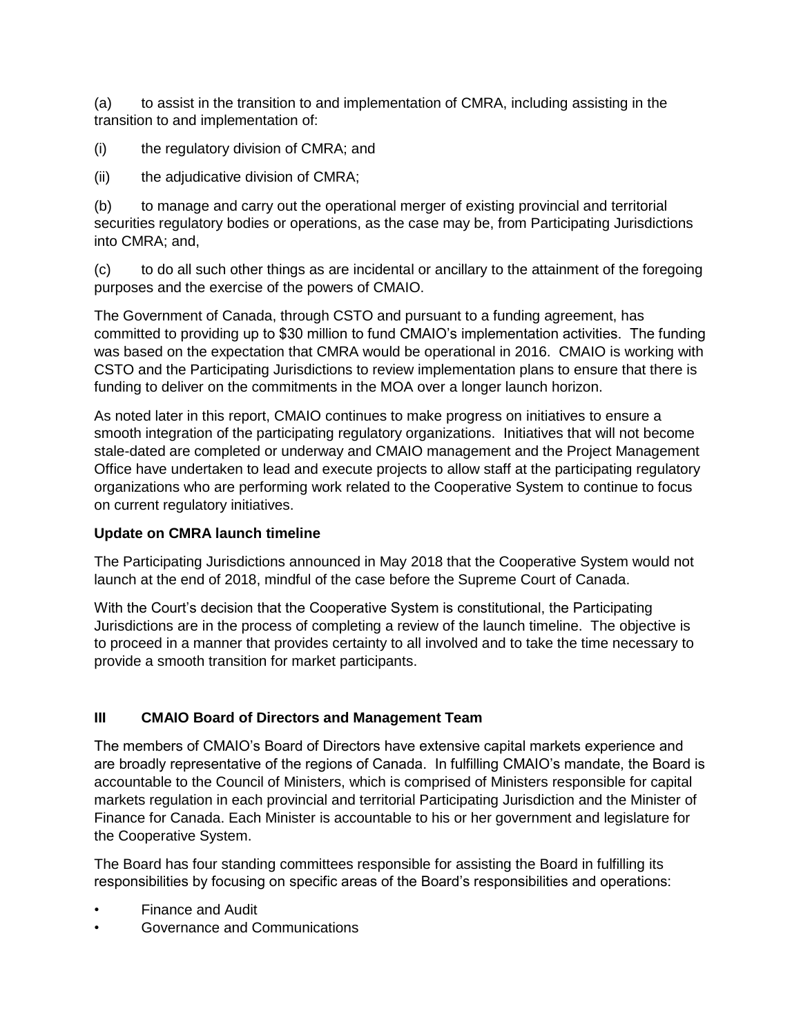(a) to assist in the transition to and implementation of CMRA, including assisting in the transition to and implementation of:

(i) the regulatory division of CMRA; and

(ii) the adjudicative division of CMRA;

(b) to manage and carry out the operational merger of existing provincial and territorial securities regulatory bodies or operations, as the case may be, from Participating Jurisdictions into CMRA; and,

(c) to do all such other things as are incidental or ancillary to the attainment of the foregoing purposes and the exercise of the powers of CMAIO.

The Government of Canada, through CSTO and pursuant to a funding agreement, has committed to providing up to $30 million to fund CMAIO's implementation activities. The funding was based on the expectation that CMRA would be operational in 2016. CMAIO is working with CSTO and the Participating Jurisdictions to review implementation plans to ensure that there is funding to deliver on the commitments in the MOA over a longer launch horizon.

As noted later in this report, CMAIO continues to make progress on initiatives to ensure a smooth integration of the participating regulatory organizations. Initiatives that will not become stale-dated are completed or underway and CMAIO management and the Project Management Office have undertaken to lead and execute projects to allow staff at the participating regulatory organizations who are performing work related to the Cooperative System to continue to focus on current regulatory initiatives.

**Update on CMRA launch timeline**

The Participating Jurisdictions announced in May 2018 that the Cooperative System would not launch at the end of 2018, mindful of the case before the Supreme Court of Canada.

With the Court's decision that the Cooperative System is constitutional, the Participating Jurisdictions are in the process of completing a review of the launch timeline. The objective is to proceed in a manner that provides certainty to all involved and to take the time necessary to provide a smooth transition for market participants.

## III CMAIO Board of Directors and Management Team

The members of CMAIO's Board of Directors have extensive capital markets experience and are broadly representative of the regions of Canada. In fulfilling CMAIO's mandate, the Board is accountable to the Council of Ministers, which is comprised of Ministers responsible for capital markets regulation in each provincial and territorial Participating Jurisdiction and the Minister of Finance for Canada. Each Minister is accountable to his or her government and legislature for the Cooperative System.

The Board has four standing committees responsible for assisting the Board in fulfilling its responsibilities by focusing on specific areas of the Board's responsibilities and operations:

- Finance and Audit
- Governance and Communications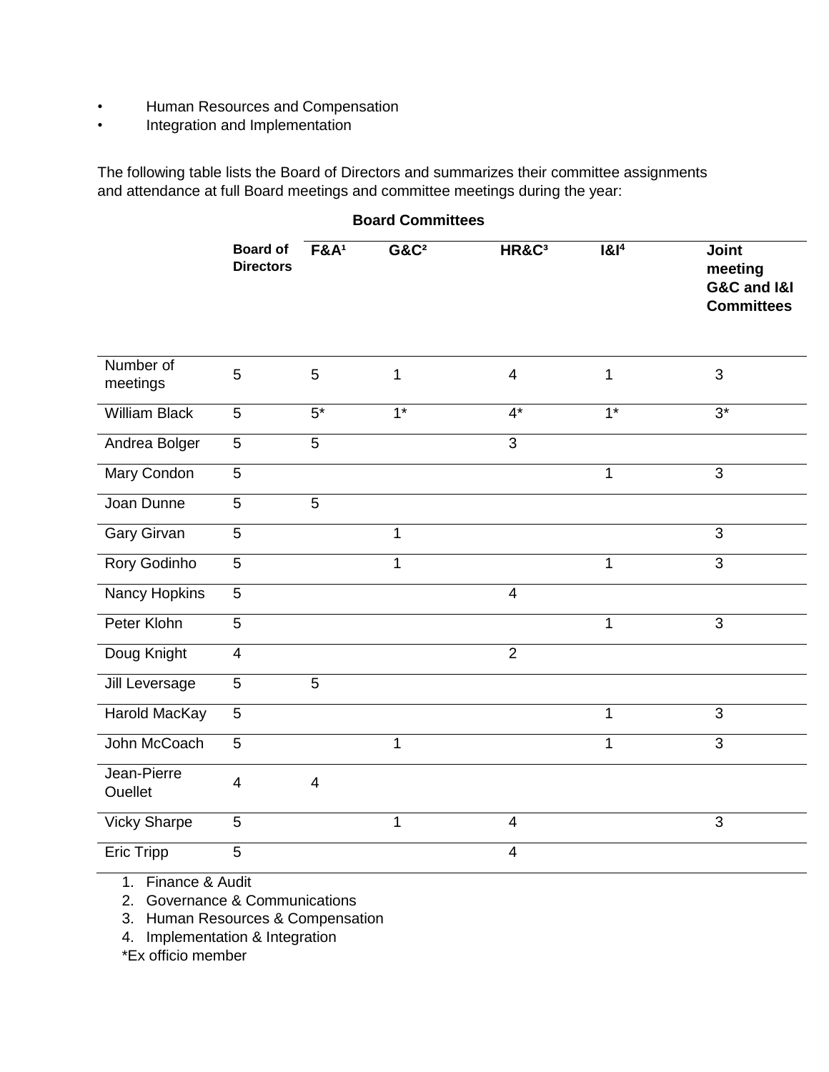- Human Resources and Compensation
- Integration and Implementation

The following table lists the Board of Directors and summarizes their committee assignments and attendance at full Board meetings and committee meetings during the year:

**Board Committees**

| | Board of Directors | F&A[1] | G&C[2] | HR&C[3] | I&I[4] | Joint meeting G&C and I&I Committees |
|---|---|---|---|---|---|---|
| Number of meetings | 5 | 5 | 1 | 4 | 1 | 3 |
| William Black | 5 | 5* | 1* | 4* | 1* | 3* |
| Andrea Bolger | 5 | 5 | | 3 | | |
| Mary Condon | 5 | | | | 1 | 3 |
| Joan Dunne | 5 | 5 | | | | |
| Gary Girvan | 5 | | 1 | | | 3 |
| Rory Godinho | 5 | | 1 | | 1 | 3 |
| Nancy Hopkins | 5 | | | 4 | | |
| Peter Klohn | 5 | | | | 1 | 3 |
| Doug Knight | 4 | | | 2 | | |
| Jill Leversage | 5 | 5 | | | | |
| Harold MacKay | 5 | | | | 1 | 3 |
| John McCoach | 5 | | 1 | | 1 | 3 |
| Jean-Pierre Ouellet | 4 | 4 | | | | |
| Vicky Sharpe | 5 | | 1 | 4 | | 3 |
| Eric Tripp | 5 | | | 4 | | |

1. Finance & Audit
2. Governance & Communications
3. Human Resources & Compensation
4. Implementation & Integration

*Ex officio member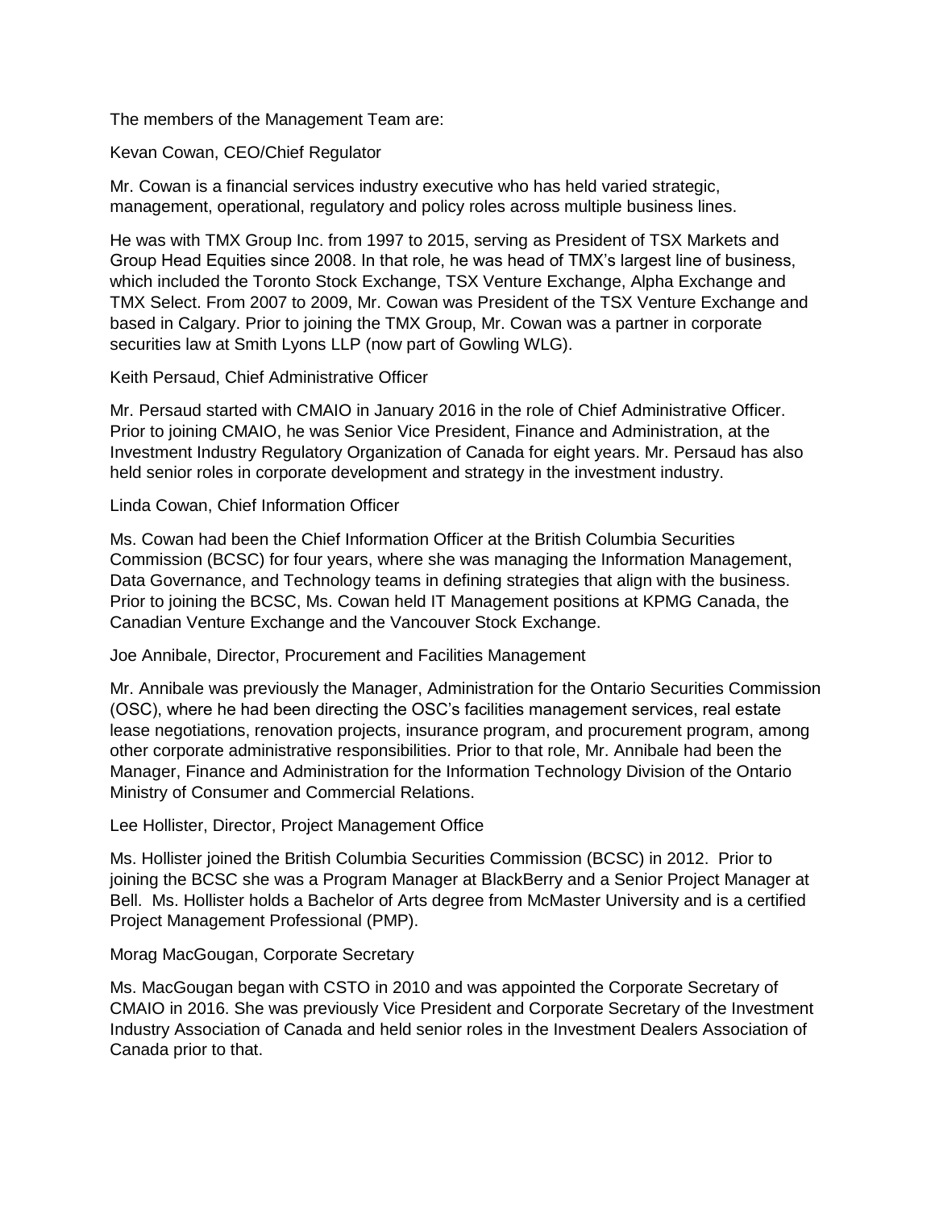The members of the Management Team are:

Kevan Cowan, CEO/Chief Regulator

Mr. Cowan is a financial services industry executive who has held varied strategic, management, operational, regulatory and policy roles across multiple business lines.

He was with TMX Group Inc. from 1997 to 2015, serving as President of TSX Markets and Group Head Equities since 2008. In that role, he was head of TMX's largest line of business, which included the Toronto Stock Exchange, TSX Venture Exchange, Alpha Exchange and TMX Select. From 2007 to 2009, Mr. Cowan was President of the TSX Venture Exchange and based in Calgary. Prior to joining the TMX Group, Mr. Cowan was a partner in corporate securities law at Smith Lyons LLP (now part of Gowling WLG).

Keith Persaud, Chief Administrative Officer

Mr. Persaud started with CMAIO in January 2016 in the role of Chief Administrative Officer. Prior to joining CMAIO, he was Senior Vice President, Finance and Administration, at the Investment Industry Regulatory Organization of Canada for eight years. Mr. Persaud has also held senior roles in corporate development and strategy in the investment industry.

Linda Cowan, Chief Information Officer

Ms. Cowan had been the Chief Information Officer at the British Columbia Securities Commission (BCSC) for four years, where she was managing the Information Management, Data Governance, and Technology teams in defining strategies that align with the business. Prior to joining the BCSC, Ms. Cowan held IT Management positions at KPMG Canada, the Canadian Venture Exchange and the Vancouver Stock Exchange.

Joe Annibale, Director, Procurement and Facilities Management

Mr. Annibale was previously the Manager, Administration for the Ontario Securities Commission (OSC), where he had been directing the OSC's facilities management services, real estate lease negotiations, renovation projects, insurance program, and procurement program, among other corporate administrative responsibilities. Prior to that role, Mr. Annibale had been the Manager, Finance and Administration for the Information Technology Division of the Ontario Ministry of Consumer and Commercial Relations.

Lee Hollister, Director, Project Management Office

Ms. Hollister joined the British Columbia Securities Commission (BCSC) in 2012. Prior to joining the BCSC she was a Program Manager at BlackBerry and a Senior Project Manager at Bell. Ms. Hollister holds a Bachelor of Arts degree from McMaster University and is a certified Project Management Professional (PMP).

Morag MacGougan, Corporate Secretary

Ms. MacGougan began with CSTO in 2010 and was appointed the Corporate Secretary of CMAIO in 2016. She was previously Vice President and Corporate Secretary of the Investment Industry Association of Canada and held senior roles in the Investment Dealers Association of Canada prior to that.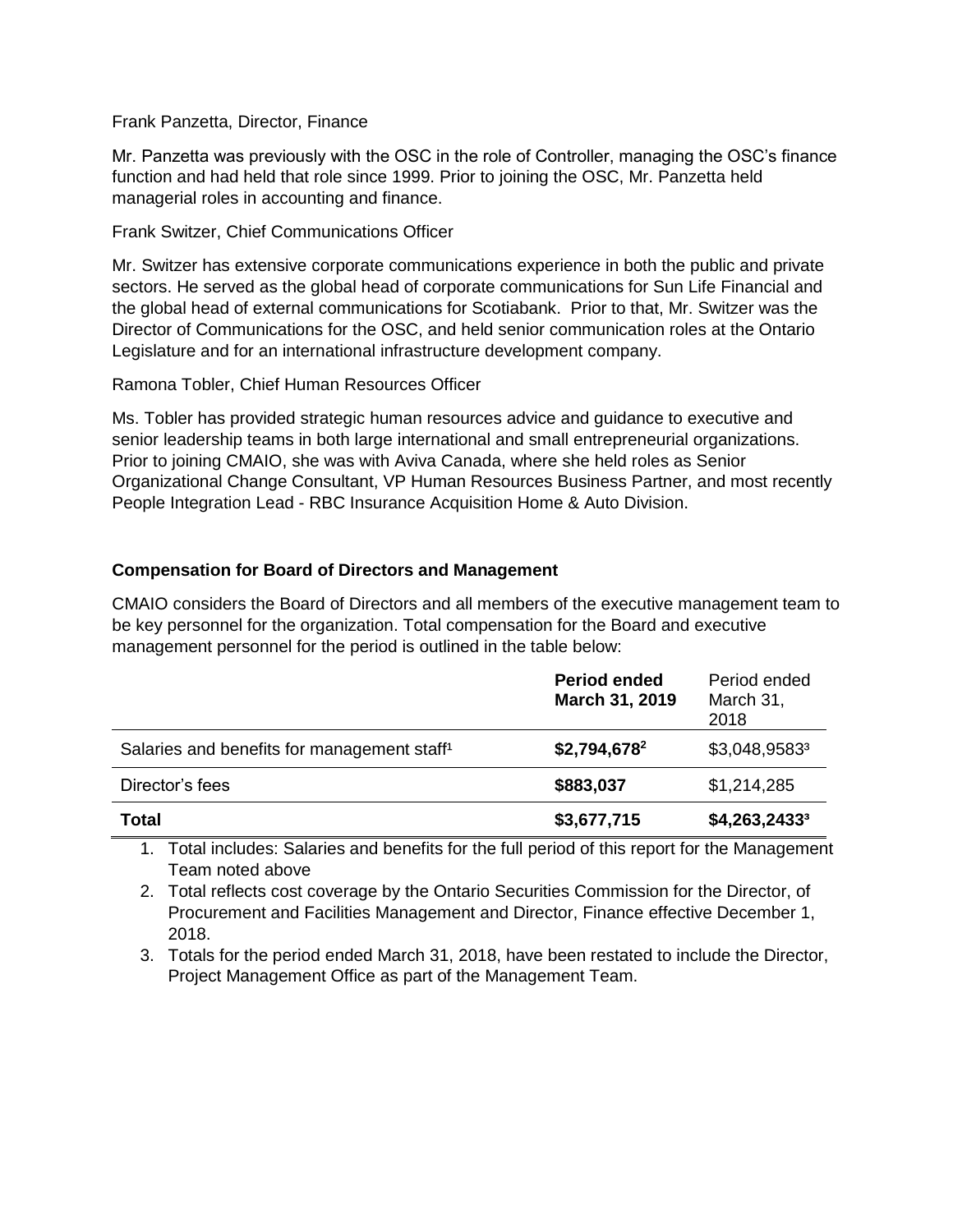Frank Panzetta, Director, Finance

Mr. Panzetta was previously with the OSC in the role of Controller, managing the OSC's finance function and had held that role since 1999. Prior to joining the OSC, Mr. Panzetta held managerial roles in accounting and finance.

Frank Switzer, Chief Communications Officer

Mr. Switzer has extensive corporate communications experience in both the public and private sectors. He served as the global head of corporate communications for Sun Life Financial and the global head of external communications for Scotiabank. Prior to that, Mr. Switzer was the Director of Communications for the OSC, and held senior communication roles at the Ontario Legislature and for an international infrastructure development company.

Ramona Tobler, Chief Human Resources Officer

Ms. Tobler has provided strategic human resources advice and guidance to executive and senior leadership teams in both large international and small entrepreneurial organizations. Prior to joining CMAIO, she was with Aviva Canada, where she held roles as Senior Organizational Change Consultant, VP Human Resources Business Partner, and most recently People Integration Lead - RBC Insurance Acquisition Home & Auto Division.

### Compensation for Board of Directors and Management

CMAIO considers the Board of Directors and all members of the executive management team to be key personnel for the organization. Total compensation for the Board and executive management personnel for the period is outlined in the table below:

| | **Period ended March 31, 2019** | Period ended March 31, 2018 |
|---|---|---|
| Salaries and benefits for management staff[1] | **$2,794,678[2]** | $3,048,958[3] |
| Director's fees | **$883,037** | $1,214,285 |
| **Total** | **$3,677,715** | **$4,263,243[3]** |

1. Total includes: Salaries and benefits for the full period of this report for the Management Team noted above
2. Total reflects cost coverage by the Ontario Securities Commission for the Director, of Procurement and Facilities Management and Director, Finance effective December 1, 2018.
3. Totals for the period ended March 31, 2018, have been restated to include the Director, Project Management Office as part of the Management Team.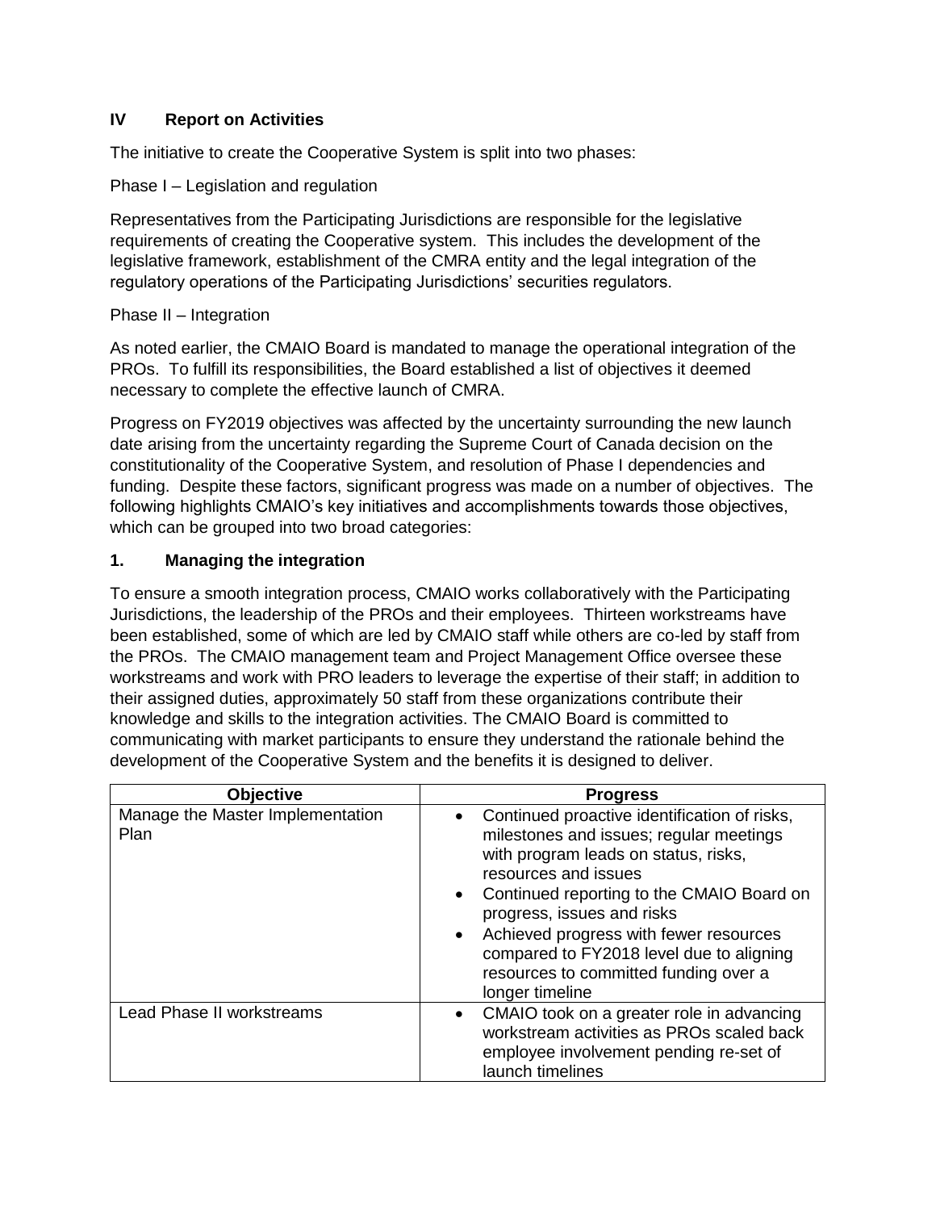## IV Report on Activities

The initiative to create the Cooperative System is split into two phases:

Phase I – Legislation and regulation

Representatives from the Participating Jurisdictions are responsible for the legislative requirements of creating the Cooperative system. This includes the development of the legislative framework, establishment of the CMRA entity and the legal integration of the regulatory operations of the Participating Jurisdictions' securities regulators.

Phase II – Integration

As noted earlier, the CMAIO Board is mandated to manage the operational integration of the PROs. To fulfill its responsibilities, the Board established a list of objectives it deemed necessary to complete the effective launch of CMRA.

Progress on FY2019 objectives was affected by the uncertainty surrounding the new launch date arising from the uncertainty regarding the Supreme Court of Canada decision on the constitutionality of the Cooperative System, and resolution of Phase I dependencies and funding. Despite these factors, significant progress was made on a number of objectives. The following highlights CMAIO's key initiatives and accomplishments towards those objectives, which can be grouped into two broad categories:

### 1. Managing the integration

To ensure a smooth integration process, CMAIO works collaboratively with the Participating Jurisdictions, the leadership of the PROs and their employees. Thirteen workstreams have been established, some of which are led by CMAIO staff while others are co-led by staff from the PROs. The CMAIO management team and Project Management Office oversee these workstreams and work with PRO leaders to leverage the expertise of their staff; in addition to their assigned duties, approximately 50 staff from these organizations contribute their knowledge and skills to the integration activities. The CMAIO Board is committed to communicating with market participants to ensure they understand the rationale behind the development of the Cooperative System and the benefits it is designed to deliver.

| Objective | Progress |
|---|---|
| Manage the Master Implementation Plan | • Continued proactive identification of risks, milestones and issues; regular meetings with program leads on status, risks, resources and issues<br>• Continued reporting to the CMAIO Board on progress, issues and risks<br>• Achieved progress with fewer resources compared to FY2018 level due to aligning resources to committed funding over a longer timeline |
| Lead Phase II workstreams | • CMAIO took on a greater role in advancing workstream activities as PROs scaled back employee involvement pending re-set of launch timelines |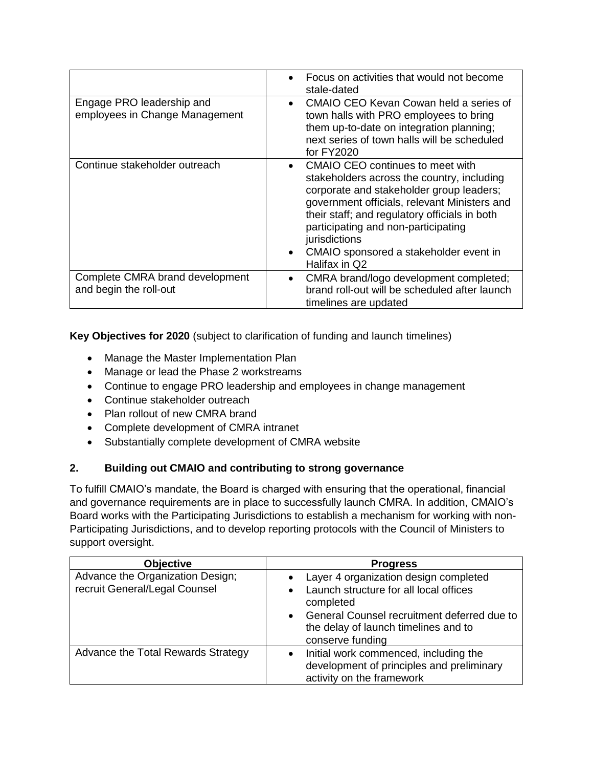| | |
|---|---|
| | • Focus on activities that would not become stale-dated |
| Engage PRO leadership and employees in Change Management | • CMAIO CEO Kevan Cowan held a series of town halls with PRO employees to bring them up-to-date on integration planning; next series of town halls will be scheduled for FY2020 |
| Continue stakeholder outreach | • CMAIO CEO continues to meet with stakeholders across the country, including corporate and stakeholder group leaders; government officials, relevant Ministers and their staff; and regulatory officials in both participating and non-participating jurisdictions<br>• CMAIO sponsored a stakeholder event in Halifax in Q2 |
| Complete CMRA brand development and begin the roll-out | • CMRA brand/logo development completed; brand roll-out will be scheduled after launch timelines are updated |

**Key Objectives for 2020** (subject to clarification of funding and launch timelines)

- Manage the Master Implementation Plan
- Manage or lead the Phase 2 workstreams
- Continue to engage PRO leadership and employees in change management
- Continue stakeholder outreach
- Plan rollout of new CMRA brand
- Complete development of CMRA intranet
- Substantially complete development of CMRA website

## 2. Building out CMAIO and contributing to strong governance

To fulfill CMAIO's mandate, the Board is charged with ensuring that the operational, financial and governance requirements are in place to successfully launch CMRA. In addition, CMAIO's Board works with the Participating Jurisdictions to establish a mechanism for working with non-Participating Jurisdictions, and to develop reporting protocols with the Council of Ministers to support oversight.

| Objective | Progress |
|---|---|
| Advance the Organization Design; recruit General/Legal Counsel | • Layer 4 organization design completed<br>• Launch structure for all local offices completed<br>• General Counsel recruitment deferred due to the delay of launch timelines and to conserve funding |
| Advance the Total Rewards Strategy | • Initial work commenced, including the development of principles and preliminary activity on the framework |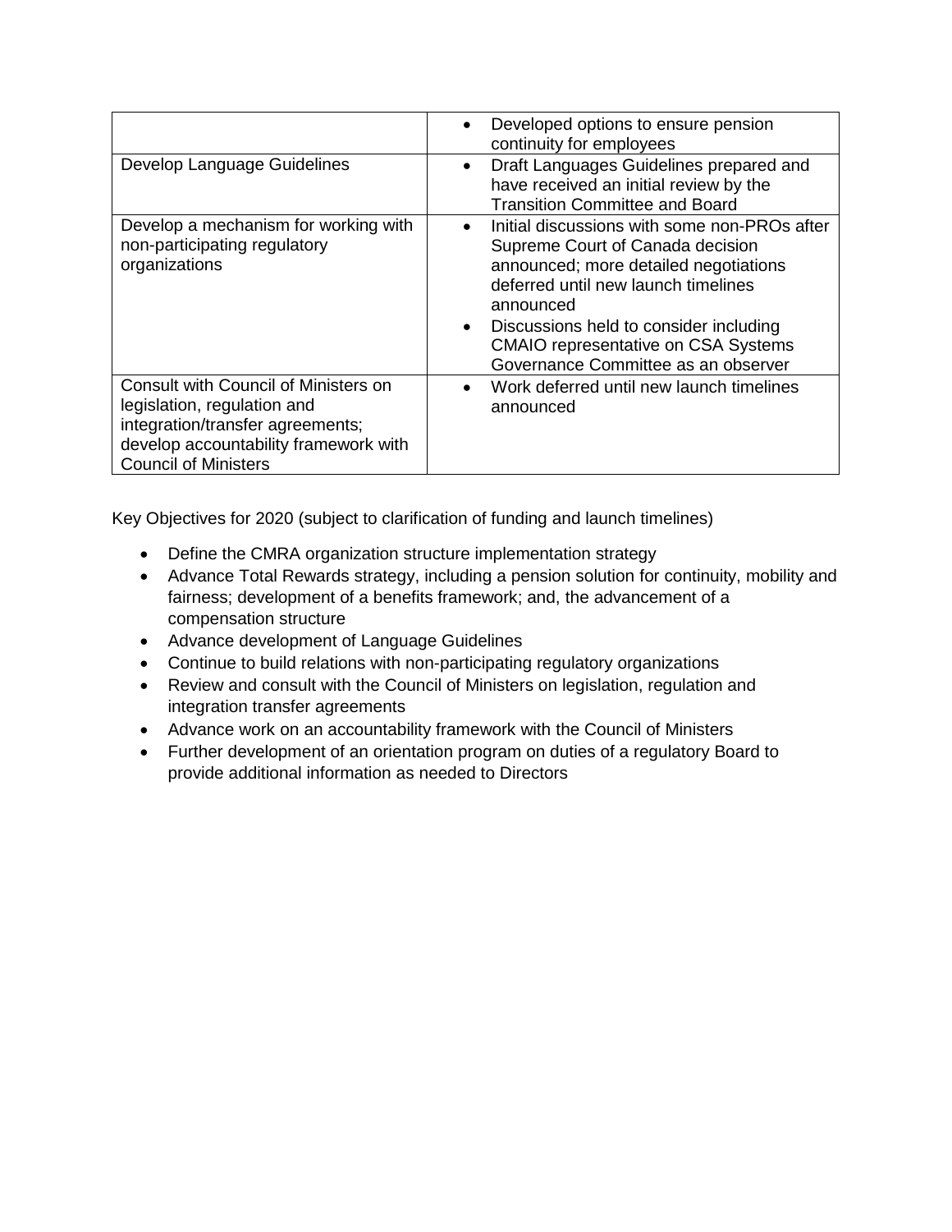| | |
|---|---|
| | • Developed options to ensure pension continuity for employees |
| Develop Language Guidelines | • Draft Languages Guidelines prepared and have received an initial review by the Transition Committee and Board |
| Develop a mechanism for working with non-participating regulatory organizations | • Initial discussions with some non-PROs after Supreme Court of Canada decision announced; more detailed negotiations deferred until new launch timelines announced<br>• Discussions held to consider including CMAIO representative on CSA Systems Governance Committee as an observer |
| Consult with Council of Ministers on legislation, regulation and integration/transfer agreements; develop accountability framework with Council of Ministers | • Work deferred until new launch timelines announced |

Key Objectives for 2020 (subject to clarification of funding and launch timelines)

- Define the CMRA organization structure implementation strategy
- Advance Total Rewards strategy, including a pension solution for continuity, mobility and fairness; development of a benefits framework; and, the advancement of a compensation structure
- Advance development of Language Guidelines
- Continue to build relations with non-participating regulatory organizations
- Review and consult with the Council of Ministers on legislation, regulation and integration transfer agreements
- Advance work on an accountability framework with the Council of Ministers
- Further development of an orientation program on duties of a regulatory Board to provide additional information as needed to Directors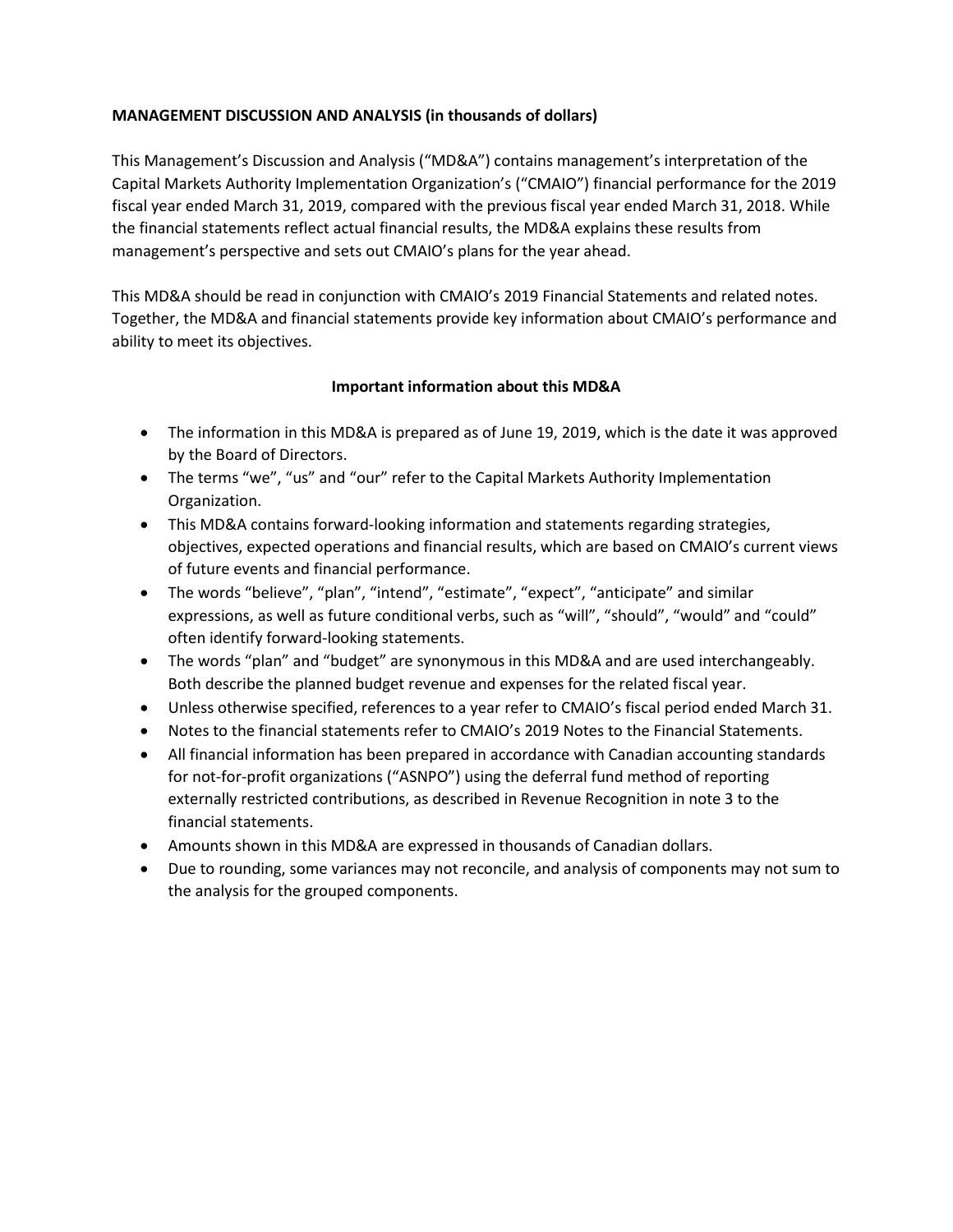**MANAGEMENT DISCUSSION AND ANALYSIS (in thousands of dollars)**

This Management's Discussion and Analysis ("MD&A") contains management's interpretation of the Capital Markets Authority Implementation Organization's ("CMAIO") financial performance for the 2019 fiscal year ended March 31, 2019, compared with the previous fiscal year ended March 31, 2018. While the financial statements reflect actual financial results, the MD&A explains these results from management's perspective and sets out CMAIO's plans for the year ahead.

This MD&A should be read in conjunction with CMAIO's 2019 Financial Statements and related notes. Together, the MD&A and financial statements provide key information about CMAIO's performance and ability to meet its objectives.

**Important information about this MD&A**

- The information in this MD&A is prepared as of June 19, 2019, which is the date it was approved by the Board of Directors.
- The terms "we", "us" and "our" refer to the Capital Markets Authority Implementation Organization.
- This MD&A contains forward-looking information and statements regarding strategies, objectives, expected operations and financial results, which are based on CMAIO's current views of future events and financial performance.
- The words "believe", "plan", "intend", "estimate", "expect", "anticipate" and similar expressions, as well as future conditional verbs, such as "will", "should", "would" and "could" often identify forward-looking statements.
- The words "plan" and "budget" are synonymous in this MD&A and are used interchangeably. Both describe the planned budget revenue and expenses for the related fiscal year.
- Unless otherwise specified, references to a year refer to CMAIO's fiscal period ended March 31.
- Notes to the financial statements refer to CMAIO's 2019 Notes to the Financial Statements.
- All financial information has been prepared in accordance with Canadian accounting standards for not-for-profit organizations ("ASNPO") using the deferral fund method of reporting externally restricted contributions, as described in Revenue Recognition in note 3 to the financial statements.
- Amounts shown in this MD&A are expressed in thousands of Canadian dollars.
- Due to rounding, some variances may not reconcile, and analysis of components may not sum to the analysis for the grouped components.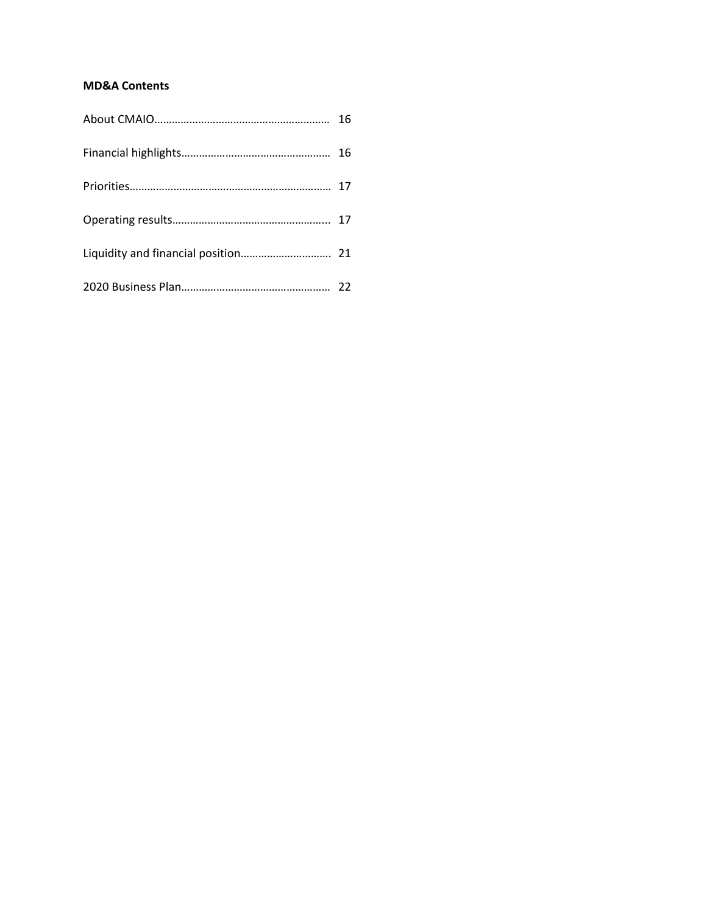**MD&A Contents**

About CMAIO……………………………………………………… 16

Financial highlights…………………………………………… 16

Priorities…………………………………………………………… 17

Operating results……………………………………………….. 17

Liquidity and financial position…………………………. 21

2020 Business Plan…………………………………………… 22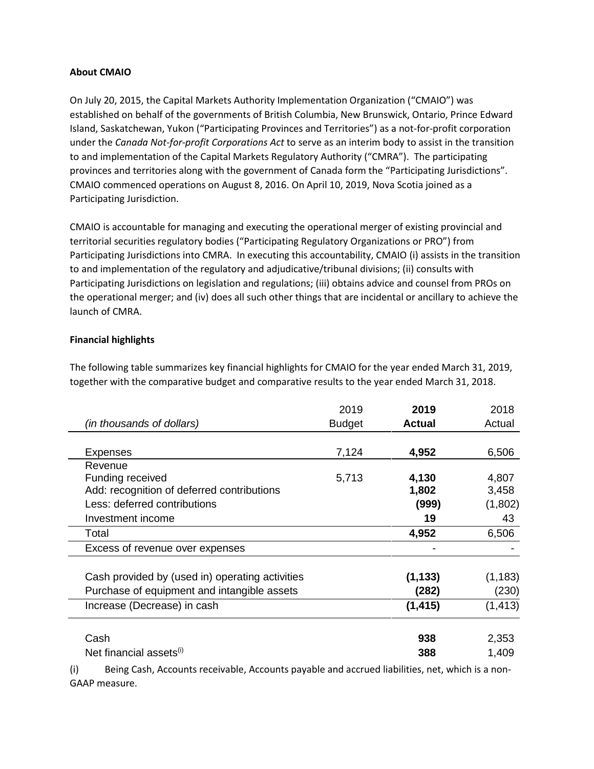**About CMAIO**

On July 20, 2015, the Capital Markets Authority Implementation Organization ("CMAIO") was established on behalf of the governments of British Columbia, New Brunswick, Ontario, Prince Edward Island, Saskatchewan, Yukon ("Participating Provinces and Territories") as a not-for-profit corporation under the *Canada Not-for-profit Corporations Act* to serve as an interim body to assist in the transition to and implementation of the Capital Markets Regulatory Authority ("CMRA"). The participating provinces and territories along with the government of Canada form the "Participating Jurisdictions". CMAIO commenced operations on August 8, 2016. On April 10, 2019, Nova Scotia joined as a Participating Jurisdiction.

CMAIO is accountable for managing and executing the operational merger of existing provincial and territorial securities regulatory bodies ("Participating Regulatory Organizations or PRO") from Participating Jurisdictions into CMRA. In executing this accountability, CMAIO (i) assists in the transition to and implementation of the regulatory and adjudicative/tribunal divisions; (ii) consults with Participating Jurisdictions on legislation and regulations; (iii) obtains advice and counsel from PROs on the operational merger; and (iv) does all such other things that are incidental or ancillary to achieve the launch of CMRA.

**Financial highlights**

The following table summarizes key financial highlights for CMAIO for the year ended March 31, 2019, together with the comparative budget and comparative results to the year ended March 31, 2018.

| *(in thousands of dollars)* | 2019 Budget | **2019 Actual** | 2018 Actual |
|---|---|---|---|
| Expenses | 7,124 | **4,952** | 6,506 |
| Revenue | | | |
| Funding received | 5,713 | **4,130** | 4,807 |
| Add: recognition of deferred contributions | | **1,802** | 3,458 |
| Less: deferred contributions | | **(999)** | (1,802) |
| Investment income | | **19** | 43 |
| Total | | **4,952** | 6,506 |
| Excess of revenue over expenses | | - | - |
| | | | |
| Cash provided by (used in) operating activities | | **(1,133)** | (1,183) |
| Purchase of equipment and intangible assets | | **(282)** | (230) |
| Increase (Decrease) in cash | | **(1,415)** | (1,413) |
| | | | |
| Cash | | **938** | 2,353 |
| Net financial assets[(i)] | | **388** | 1,409 |

(i) Being Cash, Accounts receivable, Accounts payable and accrued liabilities, net, which is a non-GAAP measure.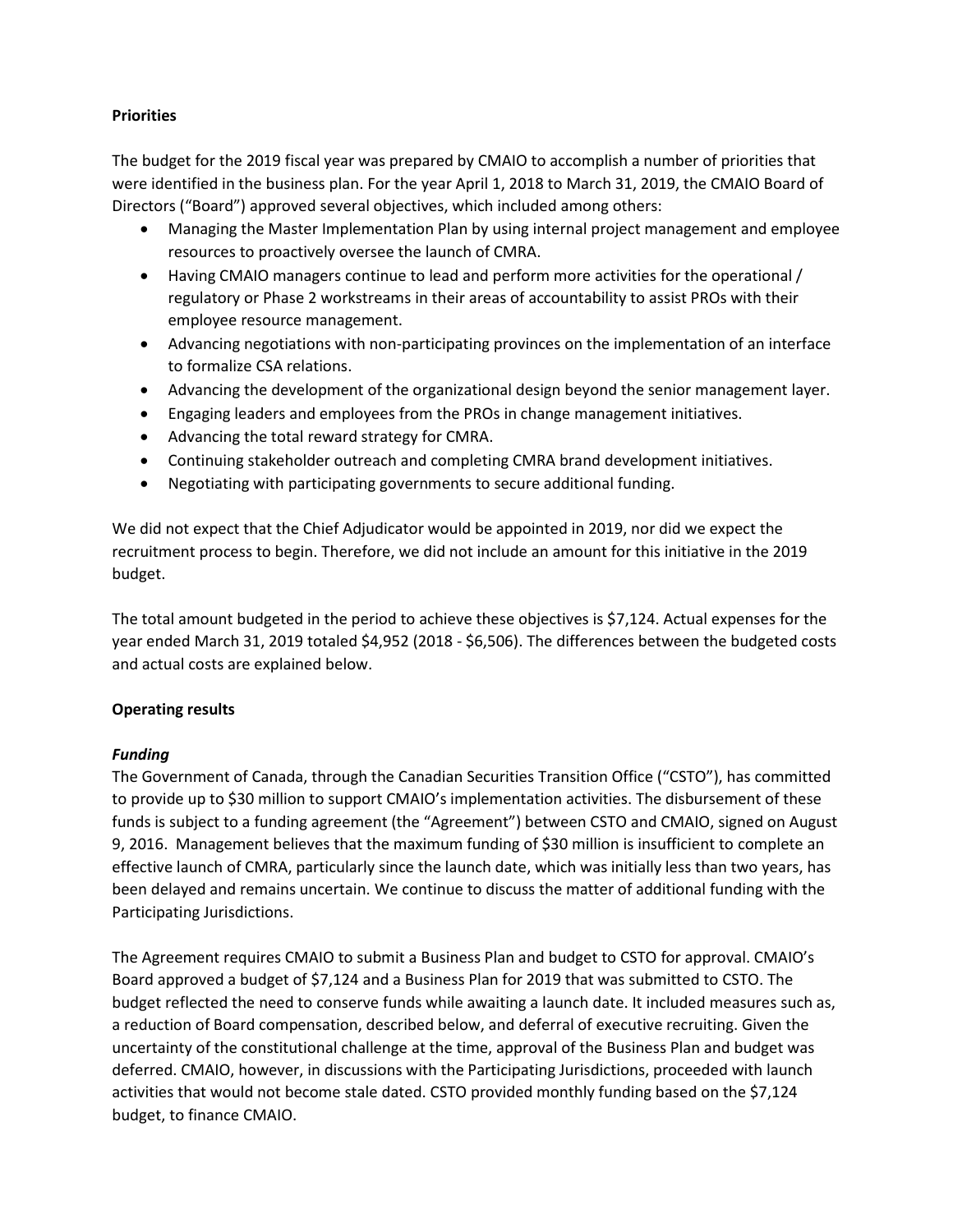**Priorities**

The budget for the 2019 fiscal year was prepared by CMAIO to accomplish a number of priorities that were identified in the business plan. For the year April 1, 2018 to March 31, 2019, the CMAIO Board of Directors ("Board") approved several objectives, which included among others:

- Managing the Master Implementation Plan by using internal project management and employee resources to proactively oversee the launch of CMRA.
- Having CMAIO managers continue to lead and perform more activities for the operational / regulatory or Phase 2 workstreams in their areas of accountability to assist PROs with their employee resource management.
- Advancing negotiations with non-participating provinces on the implementation of an interface to formalize CSA relations.
- Advancing the development of the organizational design beyond the senior management layer.
- Engaging leaders and employees from the PROs in change management initiatives.
- Advancing the total reward strategy for CMRA.
- Continuing stakeholder outreach and completing CMRA brand development initiatives.
- Negotiating with participating governments to secure additional funding.

We did not expect that the Chief Adjudicator would be appointed in 2019, nor did we expect the recruitment process to begin. Therefore, we did not include an amount for this initiative in the 2019 budget.

The total amount budgeted in the period to achieve these objectives is $7,124. Actual expenses for the year ended March 31, 2019 totaled $4,952 (2018 - $6,506). The differences between the budgeted costs and actual costs are explained below.

**Operating results**

***Funding***

The Government of Canada, through the Canadian Securities Transition Office ("CSTO"), has committed to provide up to $30 million to support CMAIO's implementation activities. The disbursement of these funds is subject to a funding agreement (the "Agreement") between CSTO and CMAIO, signed on August 9, 2016. Management believes that the maximum funding of $30 million is insufficient to complete an effective launch of CMRA, particularly since the launch date, which was initially less than two years, has been delayed and remains uncertain. We continue to discuss the matter of additional funding with the Participating Jurisdictions.

The Agreement requires CMAIO to submit a Business Plan and budget to CSTO for approval. CMAIO's Board approved a budget of $7,124 and a Business Plan for 2019 that was submitted to CSTO. The budget reflected the need to conserve funds while awaiting a launch date. It included measures such as, a reduction of Board compensation, described below, and deferral of executive recruiting. Given the uncertainty of the constitutional challenge at the time, approval of the Business Plan and budget was deferred. CMAIO, however, in discussions with the Participating Jurisdictions, proceeded with launch activities that would not become stale dated. CSTO provided monthly funding based on the $7,124 budget, to finance CMAIO.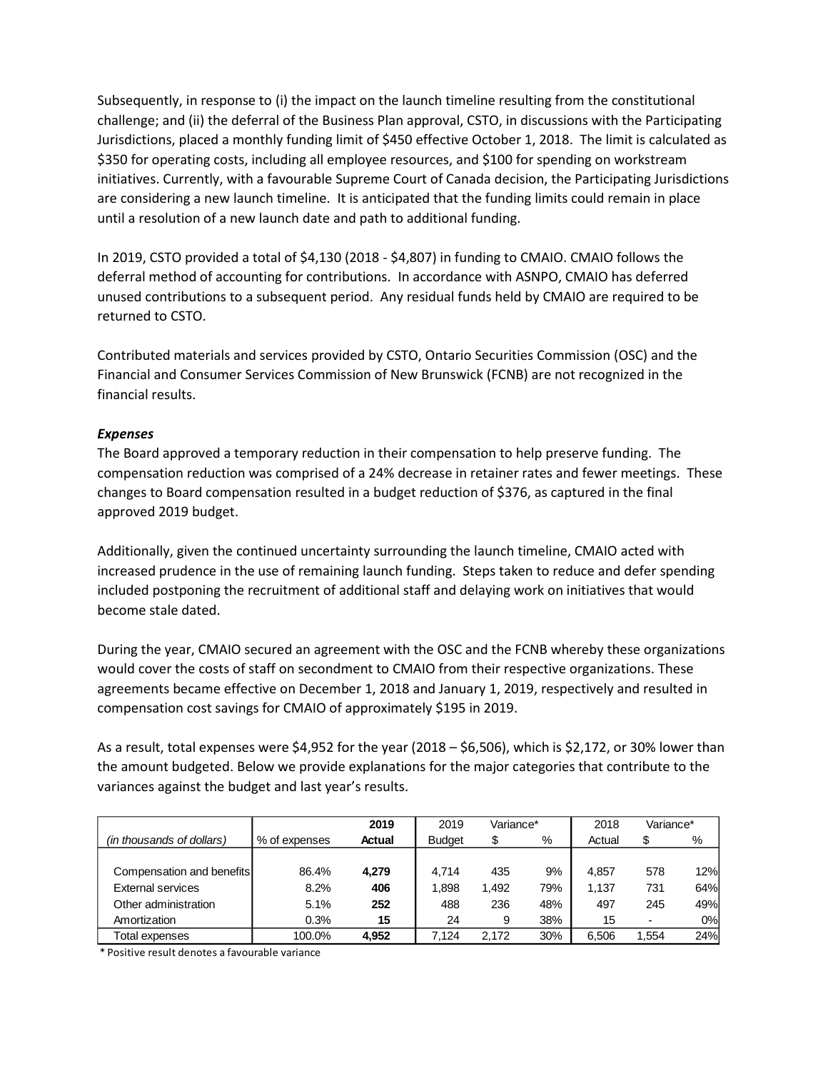Subsequently, in response to (i) the impact on the launch timeline resulting from the constitutional challenge; and (ii) the deferral of the Business Plan approval, CSTO, in discussions with the Participating Jurisdictions, placed a monthly funding limit of $450 effective October 1, 2018. The limit is calculated as $350 for operating costs, including all employee resources, and $100 for spending on workstream initiatives. Currently, with a favourable Supreme Court of Canada decision, the Participating Jurisdictions are considering a new launch timeline. It is anticipated that the funding limits could remain in place until a resolution of a new launch date and path to additional funding.

In 2019, CSTO provided a total of $4,130 (2018 - $4,807) in funding to CMAIO. CMAIO follows the deferral method of accounting for contributions. In accordance with ASNPO, CMAIO has deferred unused contributions to a subsequent period. Any residual funds held by CMAIO are required to be returned to CSTO.

Contributed materials and services provided by CSTO, Ontario Securities Commission (OSC) and the Financial and Consumer Services Commission of New Brunswick (FCNB) are not recognized in the financial results.

***Expenses***

The Board approved a temporary reduction in their compensation to help preserve funding. The compensation reduction was comprised of a 24% decrease in retainer rates and fewer meetings. These changes to Board compensation resulted in a budget reduction of $376, as captured in the final approved 2019 budget.

Additionally, given the continued uncertainty surrounding the launch timeline, CMAIO acted with increased prudence in the use of remaining launch funding. Steps taken to reduce and defer spending included postponing the recruitment of additional staff and delaying work on initiatives that would become stale dated.

During the year, CMAIO secured an agreement with the OSC and the FCNB whereby these organizations would cover the costs of staff on secondment to CMAIO from their respective organizations. These agreements became effective on December 1, 2018 and January 1, 2019, respectively and resulted in compensation cost savings for CMAIO of approximately $195 in 2019.

As a result, total expenses were $4,952 for the year (2018 – $6,506), which is $2,172, or 30% lower than the amount budgeted. Below we provide explanations for the major categories that contribute to the variances against the budget and last year's results.

| *(in thousands of dollars)* | % of expenses | **2019 Actual** | 2019 Budget | Variance* $ | Variance* % | 2018 Actual | Variance* $ | Variance* % |
|---|---|---|---|---|---|---|---|---|
| Compensation and benefits | 86.4% | **4,279** | 4,714 | 435 | 9% | 4,857 | 578 | 12% |
| External services | 8.2% | **406** | 1,898 | 1,492 | 79% | 1,137 | 731 | 64% |
| Other administration | 5.1% | **252** | 488 | 236 | 48% | 497 | 245 | 49% |
| Amortization | 0.3% | **15** | 24 | 9 | 38% | 15 | - | 0% |
| Total expenses | 100.0% | **4,952** | 7,124 | 2,172 | 30% | 6,506 | 1,554 | 24% |

\* Positive result denotes a favourable variance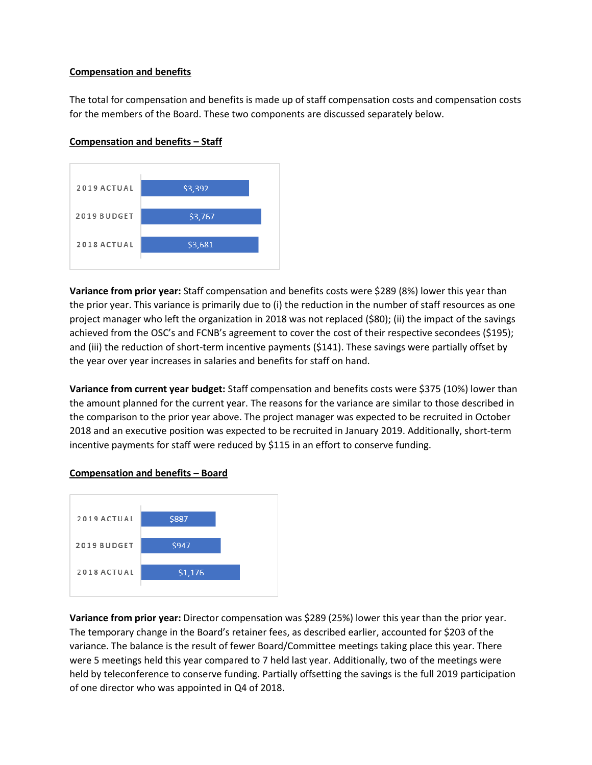**Compensation and benefits**

The total for compensation and benefits is made up of staff compensation costs and compensation costs for the members of the Board. These two components are discussed separately below.

**Compensation and benefits – Staff**

2019 ACTUAL
$3,392
2019 BUDGET
$3,767
2018 ACTUAL
$3,681

**Variance from prior year:** Staff compensation and benefits costs were $289 (8%) lower this year than the prior year. This variance is primarily due to (i) the reduction in the number of staff resources as one project manager who left the organization in 2018 was not replaced ($80); (ii) the impact of the savings achieved from the OSC's and FCNB's agreement to cover the cost of their respective secondees ($195); and (iii) the reduction of short-term incentive payments ($141). These savings were partially offset by the year over year increases in salaries and benefits for staff on hand.

**Variance from current year budget:** Staff compensation and benefits costs were $375 (10%) lower than the amount planned for the current year. The reasons for the variance are similar to those described in the comparison to the prior year above. The project manager was expected to be recruited in October 2018 and an executive position was expected to be recruited in January 2019. Additionally, short-term incentive payments for staff were reduced by $115 in an effort to conserve funding.

**Compensation and benefits – Board**

2019 ACTUAL
$887
2019 BUDGET
$947
2018 ACTUAL
$1,176

**Variance from prior year:** Director compensation was $289 (25%) lower this year than the prior year. The temporary change in the Board's retainer fees, as described earlier, accounted for $203 of the variance. The balance is the result of fewer Board/Committee meetings taking place this year. There were 5 meetings held this year compared to 7 held last year. Additionally, two of the meetings were held by teleconference to conserve funding. Partially offsetting the savings is the full 2019 participation of one director who was appointed in Q4 of 2018.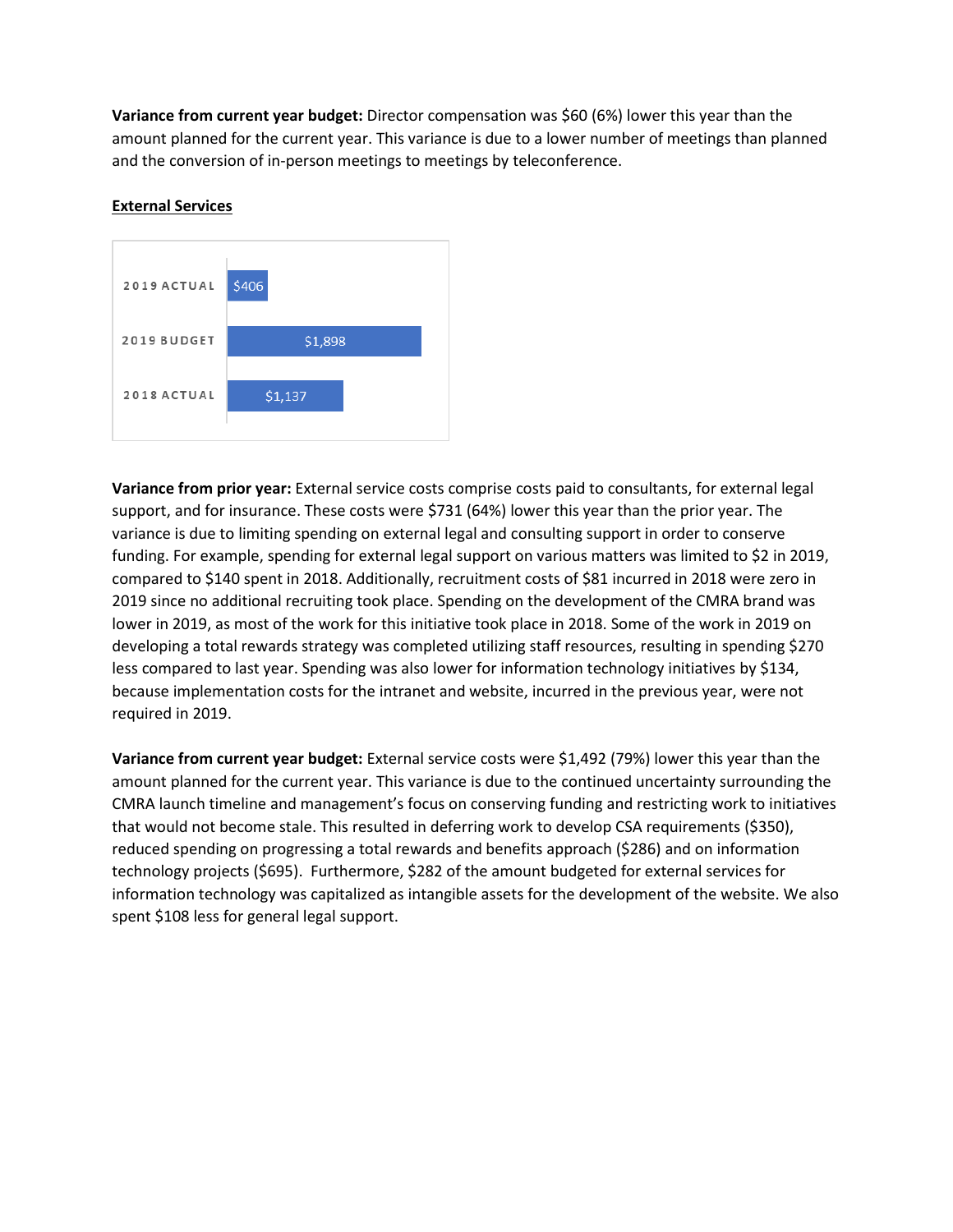**Variance from current year budget:** Director compensation was $60 (6%) lower this year than the amount planned for the current year. This variance is due to a lower number of meetings than planned and the conversion of in-person meetings to meetings by teleconference.

**External Services**

2019 ACTUAL
$406
2019 BUDGET
$1,898
2018 ACTUAL
$1,137

**Variance from prior year:** External service costs comprise costs paid to consultants, for external legal support, and for insurance. These costs were $731 (64%) lower this year than the prior year. The variance is due to limiting spending on external legal and consulting support in order to conserve funding. For example, spending for external legal support on various matters was limited to $2 in 2019, compared to $140 spent in 2018. Additionally, recruitment costs of $81 incurred in 2018 were zero in 2019 since no additional recruiting took place. Spending on the development of the CMRA brand was lower in 2019, as most of the work for this initiative took place in 2018. Some of the work in 2019 on developing a total rewards strategy was completed utilizing staff resources, resulting in spending $270 less compared to last year. Spending was also lower for information technology initiatives by $134, because implementation costs for the intranet and website, incurred in the previous year, were not required in 2019.

**Variance from current year budget:** External service costs were $1,492 (79%) lower this year than the amount planned for the current year. This variance is due to the continued uncertainty surrounding the CMRA launch timeline and management's focus on conserving funding and restricting work to initiatives that would not become stale. This resulted in deferring work to develop CSA requirements ($350), reduced spending on progressing a total rewards and benefits approach ($286) and on information technology projects ($695). Furthermore, $282 of the amount budgeted for external services for information technology was capitalized as intangible assets for the development of the website. We also spent $108 less for general legal support.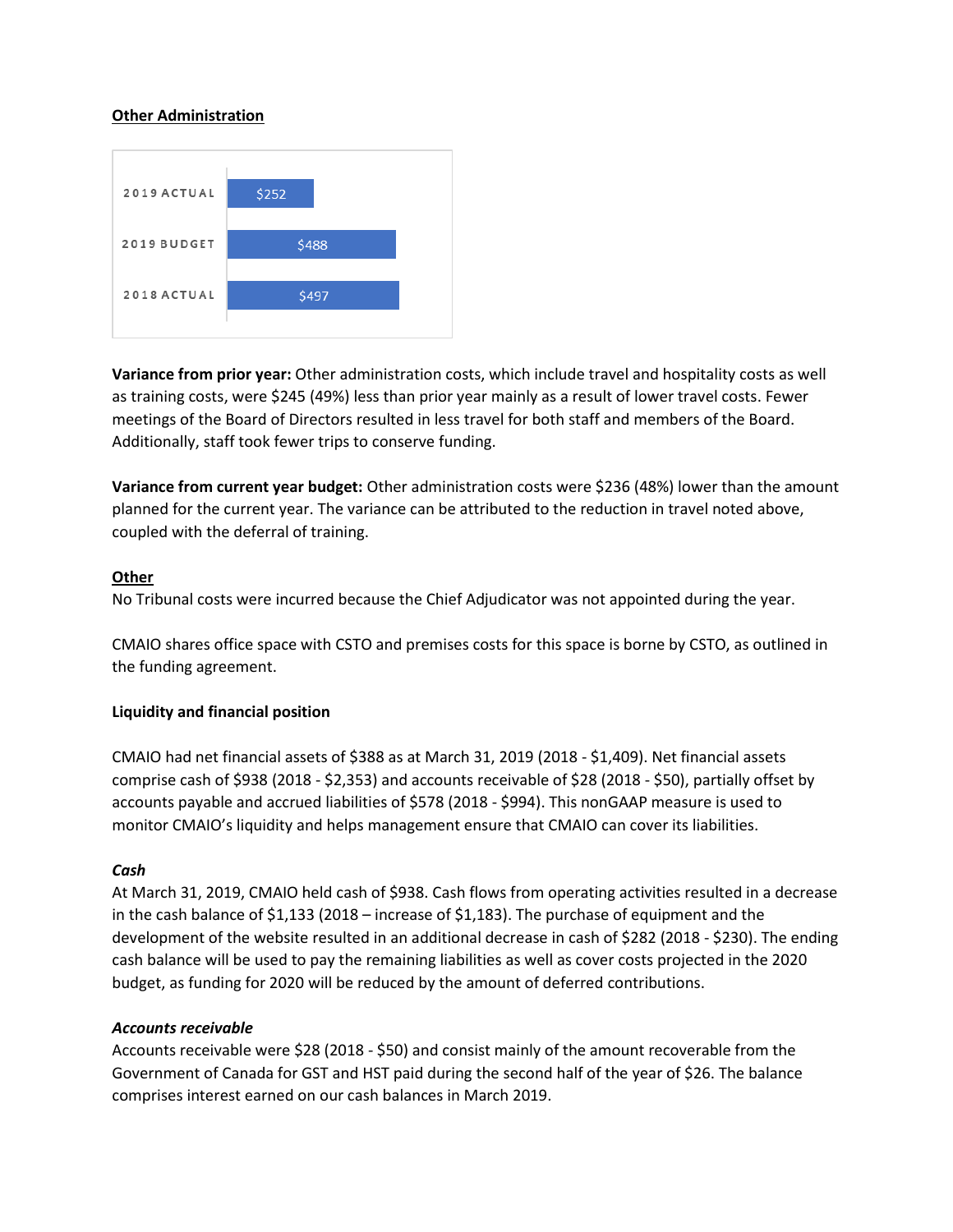**Other Administration**

2019 ACTUAL $252

2019 BUDGET $488

2018 ACTUAL $497

**Variance from prior year:** Other administration costs, which include travel and hospitality costs as well as training costs, were $245 (49%) less than prior year mainly as a result of lower travel costs. Fewer meetings of the Board of Directors resulted in less travel for both staff and members of the Board. Additionally, staff took fewer trips to conserve funding.

**Variance from current year budget:** Other administration costs were $236 (48%) lower than the amount planned for the current year. The variance can be attributed to the reduction in travel noted above, coupled with the deferral of training.

**Other**

No Tribunal costs were incurred because the Chief Adjudicator was not appointed during the year.

CMAIO shares office space with CSTO and premises costs for this space is borne by CSTO, as outlined in the funding agreement.

**Liquidity and financial position**

CMAIO had net financial assets of $388 as at March 31, 2019 (2018 - $1,409). Net financial assets comprise cash of $938 (2018 - $2,353) and accounts receivable of $28 (2018 - $50), partially offset by accounts payable and accrued liabilities of $578 (2018 - $994). This nonGAAP measure is used to monitor CMAIO's liquidity and helps management ensure that CMAIO can cover its liabilities.

***Cash***

At March 31, 2019, CMAIO held cash of $938. Cash flows from operating activities resulted in a decrease in the cash balance of $1,133 (2018 – increase of $1,183). The purchase of equipment and the development of the website resulted in an additional decrease in cash of $282 (2018 - $230). The ending cash balance will be used to pay the remaining liabilities as well as cover costs projected in the 2020 budget, as funding for 2020 will be reduced by the amount of deferred contributions.

***Accounts receivable***

Accounts receivable were $28 (2018 - $50) and consist mainly of the amount recoverable from the Government of Canada for GST and HST paid during the second half of the year of $26. The balance comprises interest earned on our cash balances in March 2019.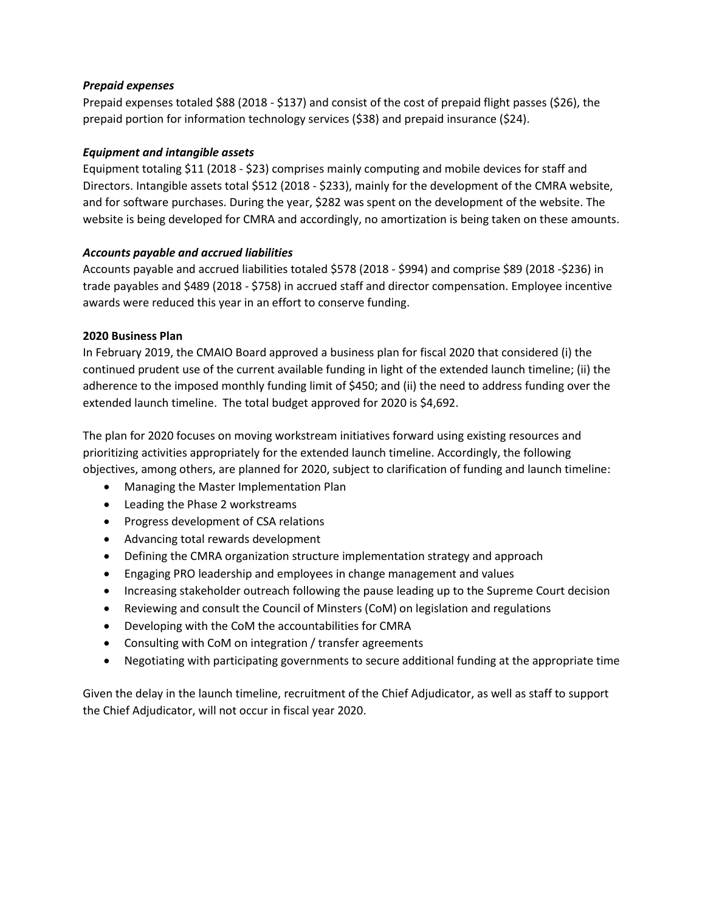***Prepaid expenses***

Prepaid expenses totaled $88 (2018 - $137) and consist of the cost of prepaid flight passes ($26), the prepaid portion for information technology services ($38) and prepaid insurance ($24).

***Equipment and intangible assets***

Equipment totaling $11 (2018 - $23) comprises mainly computing and mobile devices for staff and Directors. Intangible assets total $512 (2018 - $233), mainly for the development of the CMRA website, and for software purchases. During the year, $282 was spent on the development of the website. The website is being developed for CMRA and accordingly, no amortization is being taken on these amounts.

***Accounts payable and accrued liabilities***

Accounts payable and accrued liabilities totaled $578 (2018 - $994) and comprise $89 (2018 -$236) in trade payables and $489 (2018 - $758) in accrued staff and director compensation. Employee incentive awards were reduced this year in an effort to conserve funding.

**2020 Business Plan**

In February 2019, the CMAIO Board approved a business plan for fiscal 2020 that considered (i) the continued prudent use of the current available funding in light of the extended launch timeline; (ii) the adherence to the imposed monthly funding limit of $450; and (ii) the need to address funding over the extended launch timeline. The total budget approved for 2020 is $4,692.

The plan for 2020 focuses on moving workstream initiatives forward using existing resources and prioritizing activities appropriately for the extended launch timeline. Accordingly, the following objectives, among others, are planned for 2020, subject to clarification of funding and launch timeline:

- Managing the Master Implementation Plan
- Leading the Phase 2 workstreams
- Progress development of CSA relations
- Advancing total rewards development
- Defining the CMRA organization structure implementation strategy and approach
- Engaging PRO leadership and employees in change management and values
- Increasing stakeholder outreach following the pause leading up to the Supreme Court decision
- Reviewing and consult the Council of Minsters (CoM) on legislation and regulations
- Developing with the CoM the accountabilities for CMRA
- Consulting with CoM on integration / transfer agreements
- Negotiating with participating governments to secure additional funding at the appropriate time

Given the delay in the launch timeline, recruitment of the Chief Adjudicator, as well as staff to support the Chief Adjudicator, will not occur in fiscal year 2020.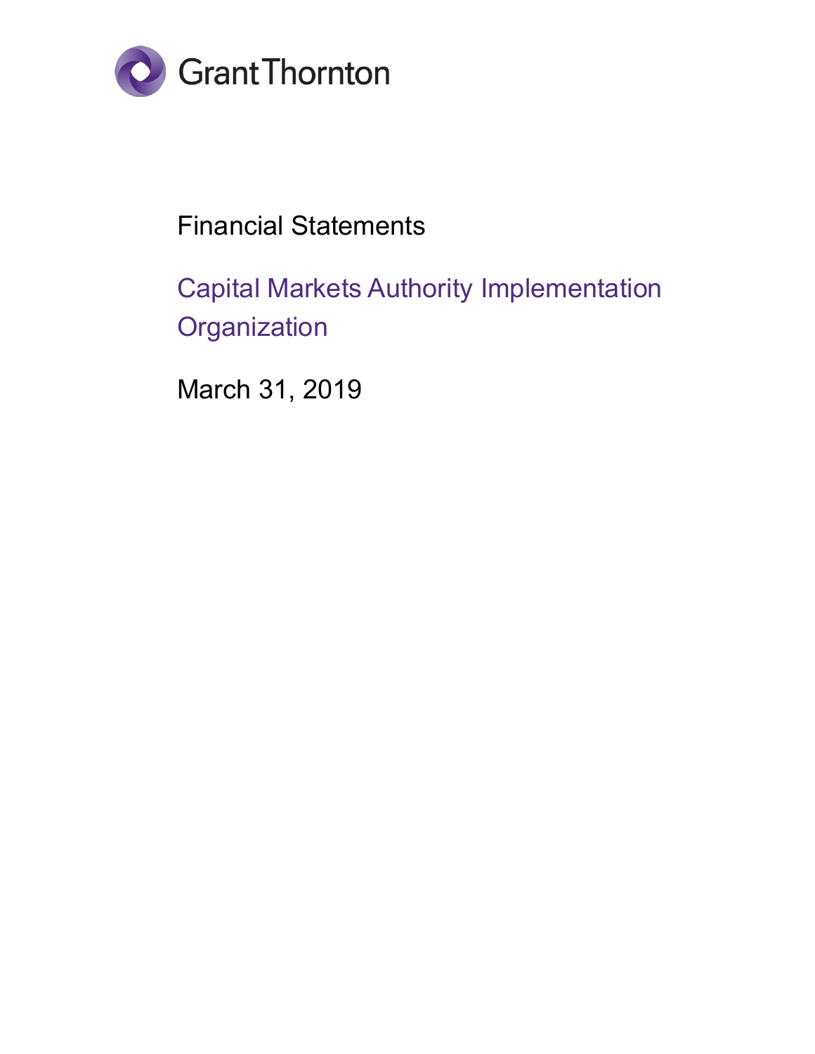Financial Statements

Capital Markets Authority Implementation Organization

March 31, 2019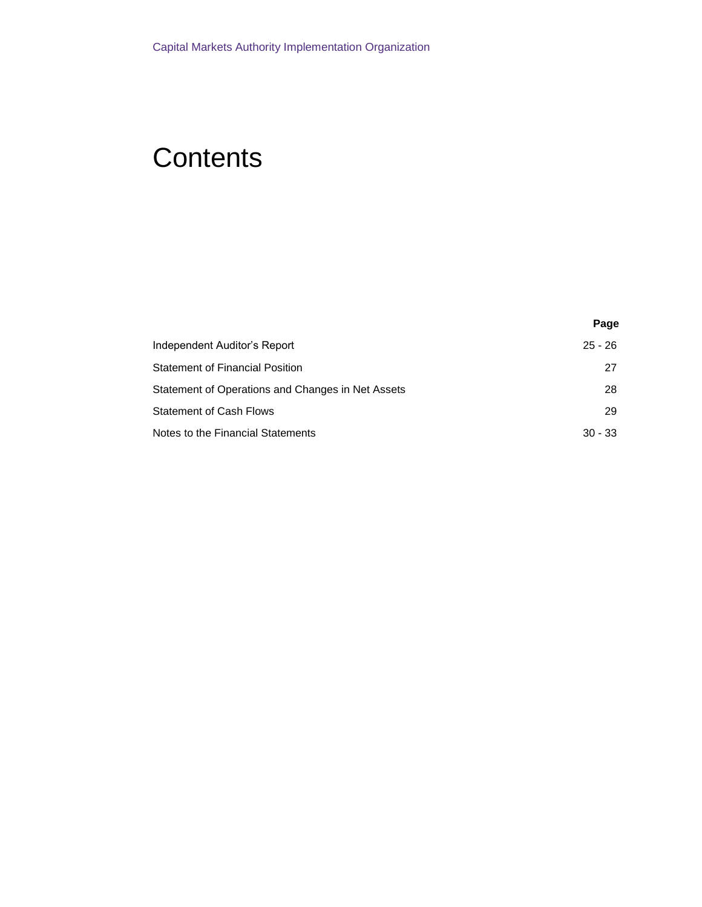# Contents

| | Page |
|---|---|
| Independent Auditor’s Report | 25 - 26 |
| Statement of Financial Position | 27 |
| Statement of Operations and Changes in Net Assets | 28 |
| Statement of Cash Flows | 29 |
| Notes to the Financial Statements | 30 - 33 |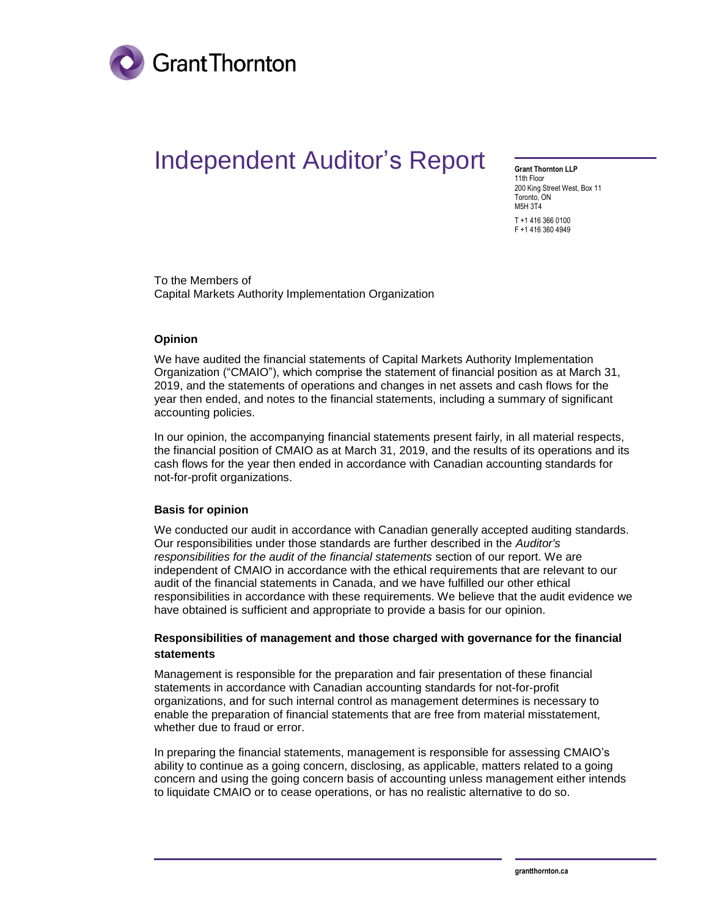# Independent Auditor's Report

**Grant Thornton LLP**
11th Floor
200 King Street West, Box 11
Toronto, ON
M5H 3T4

T +1 416 366 0100
F +1 416 360 4949

To the Members of
Capital Markets Authority Implementation Organization

### Opinion

We have audited the financial statements of Capital Markets Authority Implementation Organization ("CMAIO"), which comprise the statement of financial position as at March 31, 2019, and the statements of operations and changes in net assets and cash flows for the year then ended, and notes to the financial statements, including a summary of significant accounting policies.

In our opinion, the accompanying financial statements present fairly, in all material respects, the financial position of CMAIO as at March 31, 2019, and the results of its operations and its cash flows for the year then ended in accordance with Canadian accounting standards for not-for-profit organizations.

### Basis for opinion

We conducted our audit in accordance with Canadian generally accepted auditing standards. Our responsibilities under those standards are further described in the *Auditor's responsibilities for the audit of the financial statements* section of our report. We are independent of CMAIO in accordance with the ethical requirements that are relevant to our audit of the financial statements in Canada, and we have fulfilled our other ethical responsibilities in accordance with these requirements. We believe that the audit evidence we have obtained is sufficient and appropriate to provide a basis for our opinion.

### Responsibilities of management and those charged with governance for the financial statements

Management is responsible for the preparation and fair presentation of these financial statements in accordance with Canadian accounting standards for not-for-profit organizations, and for such internal control as management determines is necessary to enable the preparation of financial statements that are free from material misstatement, whether due to fraud or error.

In preparing the financial statements, management is responsible for assessing CMAIO's ability to continue as a going concern, disclosing, as applicable, matters related to a going concern and using the going concern basis of accounting unless management either intends to liquidate CMAIO or to cease operations, or has no realistic alternative to do so.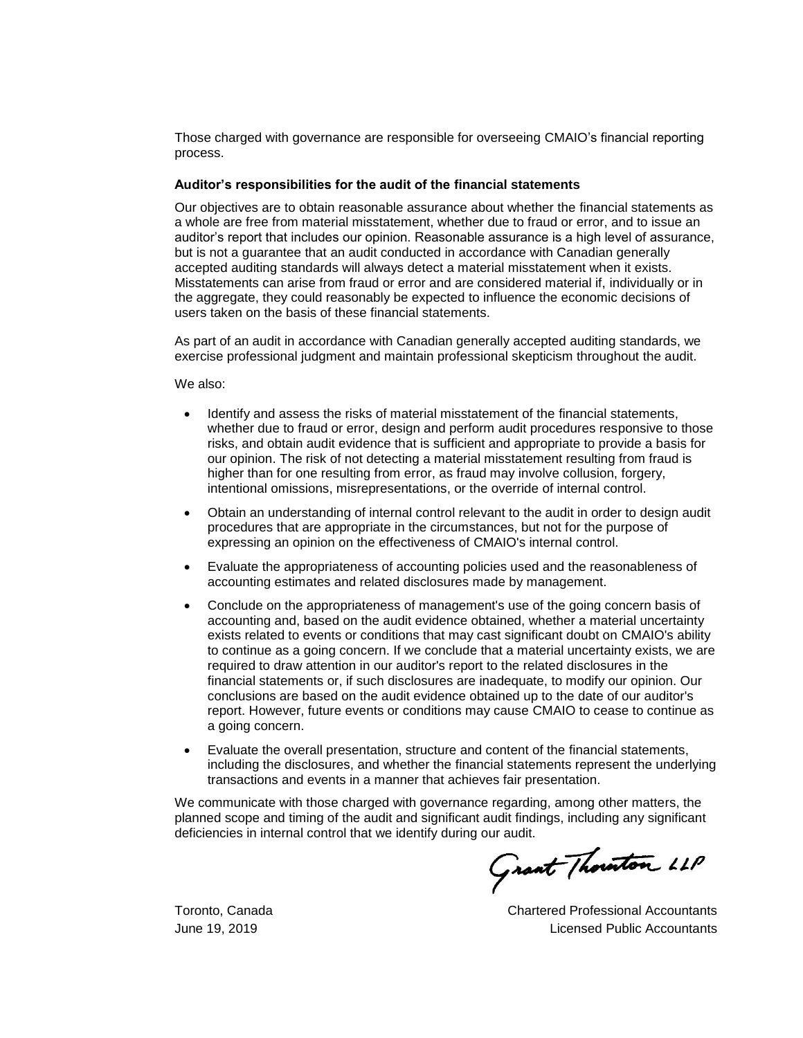Those charged with governance are responsible for overseeing CMAIO's financial reporting process.

**Auditor's responsibilities for the audit of the financial statements**

Our objectives are to obtain reasonable assurance about whether the financial statements as a whole are free from material misstatement, whether due to fraud or error, and to issue an auditor's report that includes our opinion. Reasonable assurance is a high level of assurance, but is not a guarantee that an audit conducted in accordance with Canadian generally accepted auditing standards will always detect a material misstatement when it exists. Misstatements can arise from fraud or error and are considered material if, individually or in the aggregate, they could reasonably be expected to influence the economic decisions of users taken on the basis of these financial statements.

As part of an audit in accordance with Canadian generally accepted auditing standards, we exercise professional judgment and maintain professional skepticism throughout the audit.

We also:

- Identify and assess the risks of material misstatement of the financial statements, whether due to fraud or error, design and perform audit procedures responsive to those risks, and obtain audit evidence that is sufficient and appropriate to provide a basis for our opinion. The risk of not detecting a material misstatement resulting from fraud is higher than for one resulting from error, as fraud may involve collusion, forgery, intentional omissions, misrepresentations, or the override of internal control.
- Obtain an understanding of internal control relevant to the audit in order to design audit procedures that are appropriate in the circumstances, but not for the purpose of expressing an opinion on the effectiveness of CMAIO's internal control.
- Evaluate the appropriateness of accounting policies used and the reasonableness of accounting estimates and related disclosures made by management.
- Conclude on the appropriateness of management's use of the going concern basis of accounting and, based on the audit evidence obtained, whether a material uncertainty exists related to events or conditions that may cast significant doubt on CMAIO's ability to continue as a going concern. If we conclude that a material uncertainty exists, we are required to draw attention in our auditor's report to the related disclosures in the financial statements or, if such disclosures are inadequate, to modify our opinion. Our conclusions are based on the audit evidence obtained up to the date of our auditor's report. However, future events or conditions may cause CMAIO to cease to continue as a going concern.
- Evaluate the overall presentation, structure and content of the financial statements, including the disclosures, and whether the financial statements represent the underlying transactions and events in a manner that achieves fair presentation.

We communicate with those charged with governance regarding, among other matters, the planned scope and timing of the audit and significant audit findings, including any significant deficiencies in internal control that we identify during our audit.

Grant Thornton LLP

Toronto, Canada
June 19, 2019

Chartered Professional Accountants
Licensed Public Accountants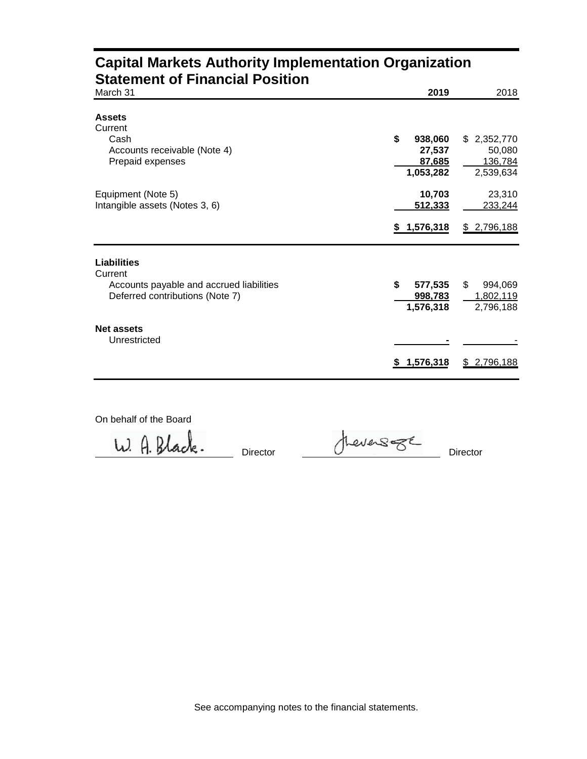# Capital Markets Authority Implementation Organization
## Statement of Financial Position

| March 31 | 2019 | 2018 |
|---|---|---|
| **Assets** | | |
| Current | | |
| Cash | **$ 938,060** | $ 2,352,770 |
| Accounts receivable (Note 4) | **27,537** | 50,080 |
| Prepaid expenses | **87,685** | 136,784 |
| | **1,053,282** | 2,539,634 |
| Equipment (Note 5) | **10,703** | 23,310 |
| Intangible assets (Notes 3, 6) | **512,333** | 233,244 |
| | **$ 1,576,318** | $ 2,796,188 |
| **Liabilities** | | |
| Current | | |
| Accounts payable and accrued liabilities | **$ 577,535** | $ 994,069 |
| Deferred contributions (Note 7) | **998,783** | 1,802,119 |
| | **1,576,318** | 2,796,188 |
| **Net assets** | | |
| Unrestricted | **-** | - |
| | **$ 1,576,318** | $ 2,796,188 |

On behalf of the Board

W. A. Black. Director

Director

See accompanying notes to the financial statements.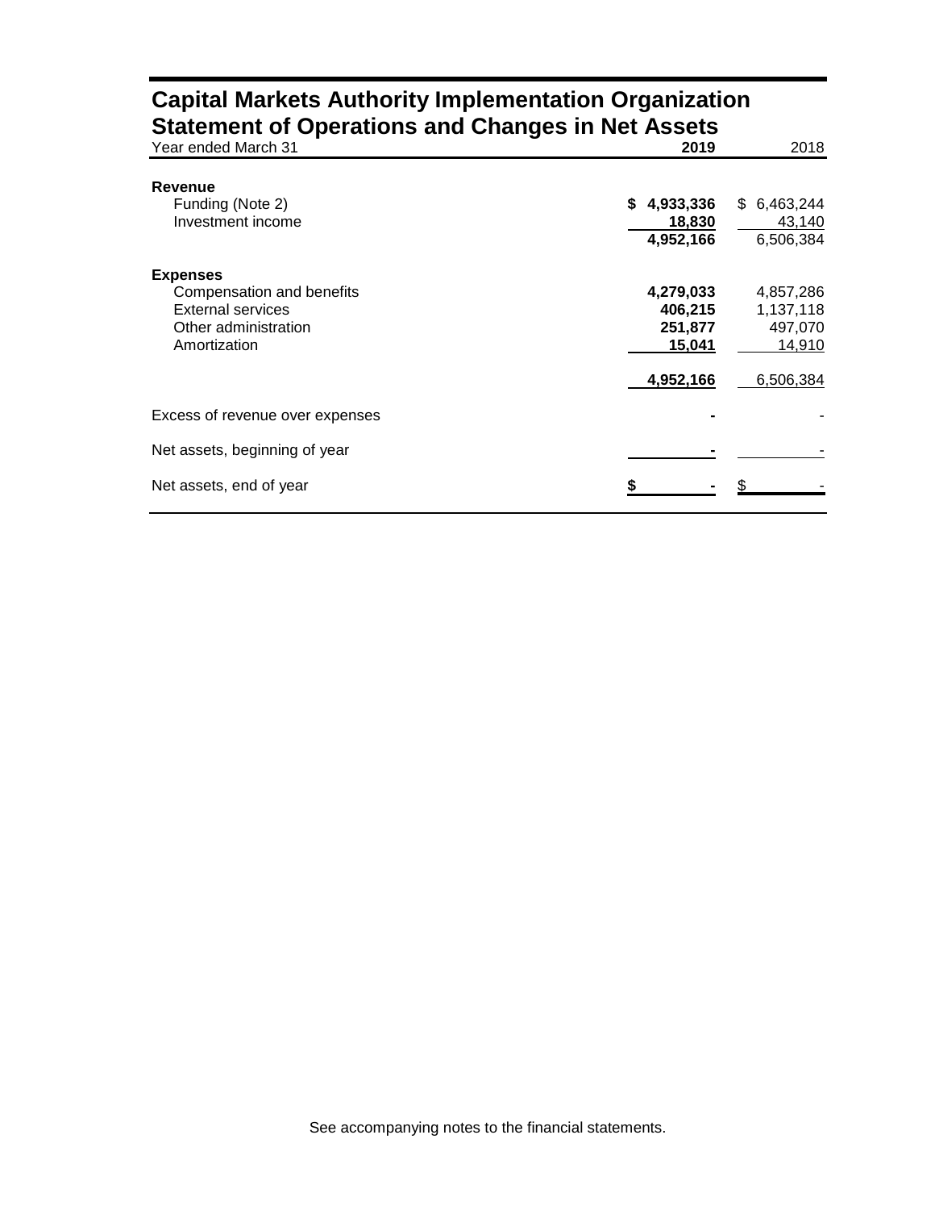# Capital Markets Authority Implementation Organization

## Statement of Operations and Changes in Net Assets

| Year ended March 31 | 2019 | 2018 |
|---|---|---|
| **Revenue** | | |
| Funding (Note 2) | $ 4,933,336 | $ 6,463,244 |
| Investment income | 18,830 | 43,140 |
| | 4,952,166 | 6,506,384 |
| **Expenses** | | |
| Compensation and benefits | 4,279,033 | 4,857,286 |
| External services | 406,215 | 1,137,118 |
| Other administration | 251,877 | 497,070 |
| Amortization | 15,041 | 14,910 |
| | 4,952,166 | 6,506,384 |
| Excess of revenue over expenses | - | - |
| Net assets, beginning of year | - | - |
| Net assets, end of year | $ - | $ - |

See accompanying notes to the financial statements.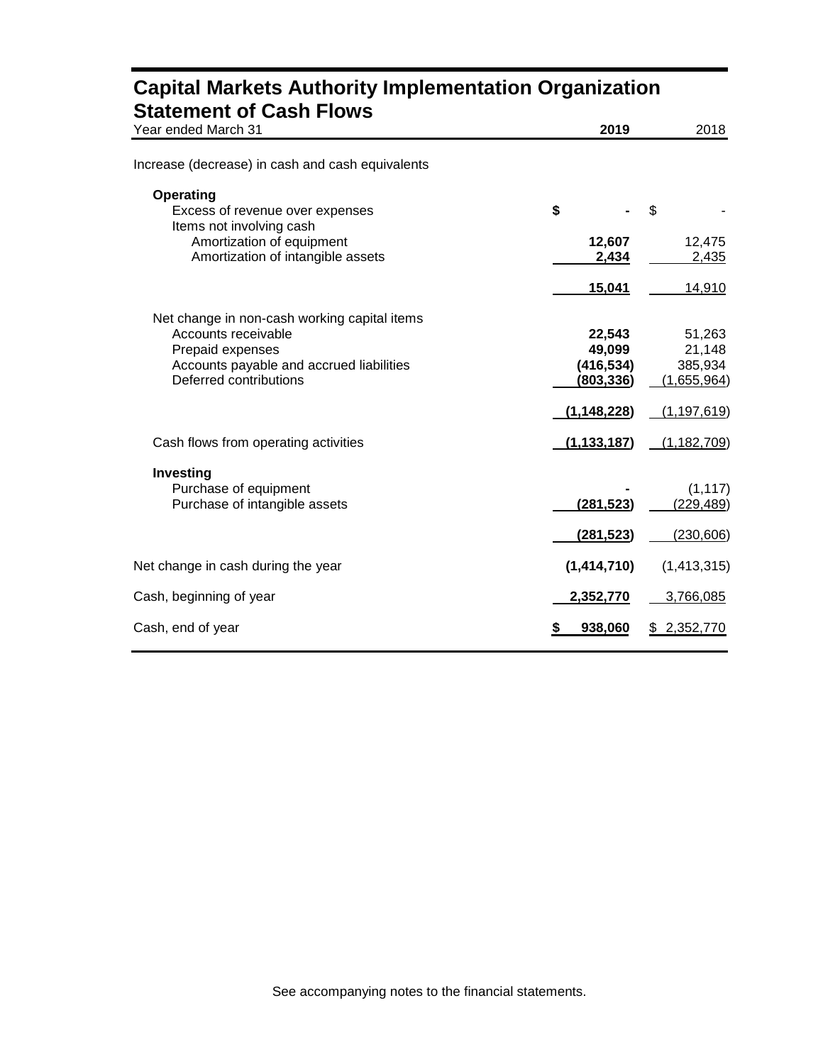# Capital Markets Authority Implementation Organization
## Statement of Cash Flows

| Year ended March 31 | 2019 | 2018 |
|---|---|---|
| Increase (decrease) in cash and cash equivalents | | |
| **Operating** | | |
| Excess of revenue over expenses | $ - | $ - |
| Items not involving cash | | |
| Amortization of equipment | 12,607 | 12,475 |
| Amortization of intangible assets | 2,434 | 2,435 |
| | 15,041 | 14,910 |
| Net change in non-cash working capital items | | |
| Accounts receivable | 22,543 | 51,263 |
| Prepaid expenses | 49,099 | 21,148 |
| Accounts payable and accrued liabilities | (416,534) | 385,934 |
| Deferred contributions | (803,336) | (1,655,964) |
| | (1,148,228) | (1,197,619) |
| Cash flows from operating activities | (1,133,187) | (1,182,709) |
| **Investing** | | |
| Purchase of equipment | - | (1,117) |
| Purchase of intangible assets | (281,523) | (229,489) |
| | (281,523) | (230,606) |
| Net change in cash during the year | (1,414,710) | (1,413,315) |
| Cash, beginning of year | 2,352,770 | 3,766,085 |
| Cash, end of year | $ 938,060 | $ 2,352,770 |

See accompanying notes to the financial statements.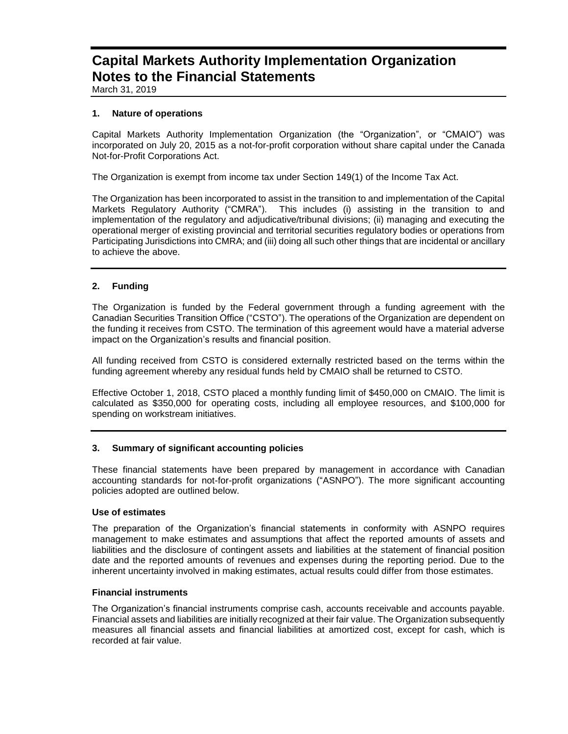# Capital Markets Authority Implementation Organization
# Notes to the Financial Statements

March 31, 2019

## 1. Nature of operations

Capital Markets Authority Implementation Organization (the "Organization", or "CMAIO") was incorporated on July 20, 2015 as a not-for-profit corporation without share capital under the Canada Not-for-Profit Corporations Act.

The Organization is exempt from income tax under Section 149(1) of the Income Tax Act.

The Organization has been incorporated to assist in the transition to and implementation of the Capital Markets Regulatory Authority ("CMRA"). This includes (i) assisting in the transition to and implementation of the regulatory and adjudicative/tribunal divisions; (ii) managing and executing the operational merger of existing provincial and territorial securities regulatory bodies or operations from Participating Jurisdictions into CMRA; and (iii) doing all such other things that are incidental or ancillary to achieve the above.

## 2. Funding

The Organization is funded by the Federal government through a funding agreement with the Canadian Securities Transition Office ("CSTO"). The operations of the Organization are dependent on the funding it receives from CSTO. The termination of this agreement would have a material adverse impact on the Organization's results and financial position.

All funding received from CSTO is considered externally restricted based on the terms within the funding agreement whereby any residual funds held by CMAIO shall be returned to CSTO.

Effective October 1, 2018, CSTO placed a monthly funding limit of $450,000 on CMAIO. The limit is calculated as $350,000 for operating costs, including all employee resources, and $100,000 for spending on workstream initiatives.

## 3. Summary of significant accounting policies

These financial statements have been prepared by management in accordance with Canadian accounting standards for not-for-profit organizations ("ASNPO"). The more significant accounting policies adopted are outlined below.

### Use of estimates

The preparation of the Organization's financial statements in conformity with ASNPO requires management to make estimates and assumptions that affect the reported amounts of assets and liabilities and the disclosure of contingent assets and liabilities at the statement of financial position date and the reported amounts of revenues and expenses during the reporting period. Due to the inherent uncertainty involved in making estimates, actual results could differ from those estimates.

### Financial instruments

The Organization's financial instruments comprise cash, accounts receivable and accounts payable. Financial assets and liabilities are initially recognized at their fair value. The Organization subsequently measures all financial assets and financial liabilities at amortized cost, except for cash, which is recorded at fair value.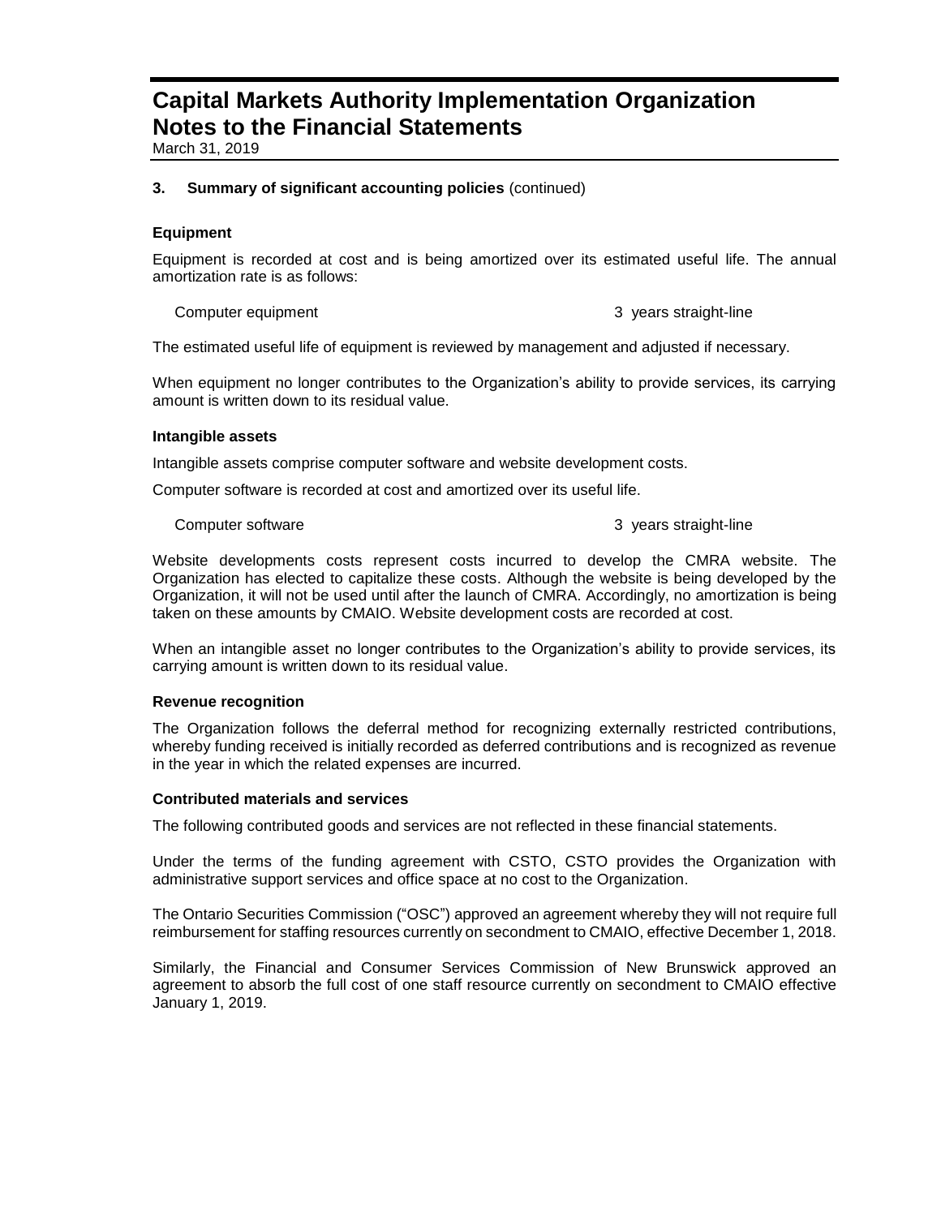### 3. Summary of significant accounting policies (continued)

**Equipment**

Equipment is recorded at cost and is being amortized over its estimated useful life. The annual amortization rate is as follows:

| | |
|---|---|
| Computer equipment | 3 years straight-line |

The estimated useful life of equipment is reviewed by management and adjusted if necessary.

When equipment no longer contributes to the Organization's ability to provide services, its carrying amount is written down to its residual value.

**Intangible assets**

Intangible assets comprise computer software and website development costs.

Computer software is recorded at cost and amortized over its useful life.

| | |
|---|---|
| Computer software | 3 years straight-line |

Website developments costs represent costs incurred to develop the CMRA website. The Organization has elected to capitalize these costs. Although the website is being developed by the Organization, it will not be used until after the launch of CMRA. Accordingly, no amortization is being taken on these amounts by CMAIO. Website development costs are recorded at cost.

When an intangible asset no longer contributes to the Organization's ability to provide services, its carrying amount is written down to its residual value.

**Revenue recognition**

The Organization follows the deferral method for recognizing externally restricted contributions, whereby funding received is initially recorded as deferred contributions and is recognized as revenue in the year in which the related expenses are incurred.

**Contributed materials and services**

The following contributed goods and services are not reflected in these financial statements.

Under the terms of the funding agreement with CSTO, CSTO provides the Organization with administrative support services and office space at no cost to the Organization.

The Ontario Securities Commission ("OSC") approved an agreement whereby they will not require full reimbursement for staffing resources currently on secondment to CMAIO, effective December 1, 2018.

Similarly, the Financial and Consumer Services Commission of New Brunswick approved an agreement to absorb the full cost of one staff resource currently on secondment to CMAIO effective January 1, 2019.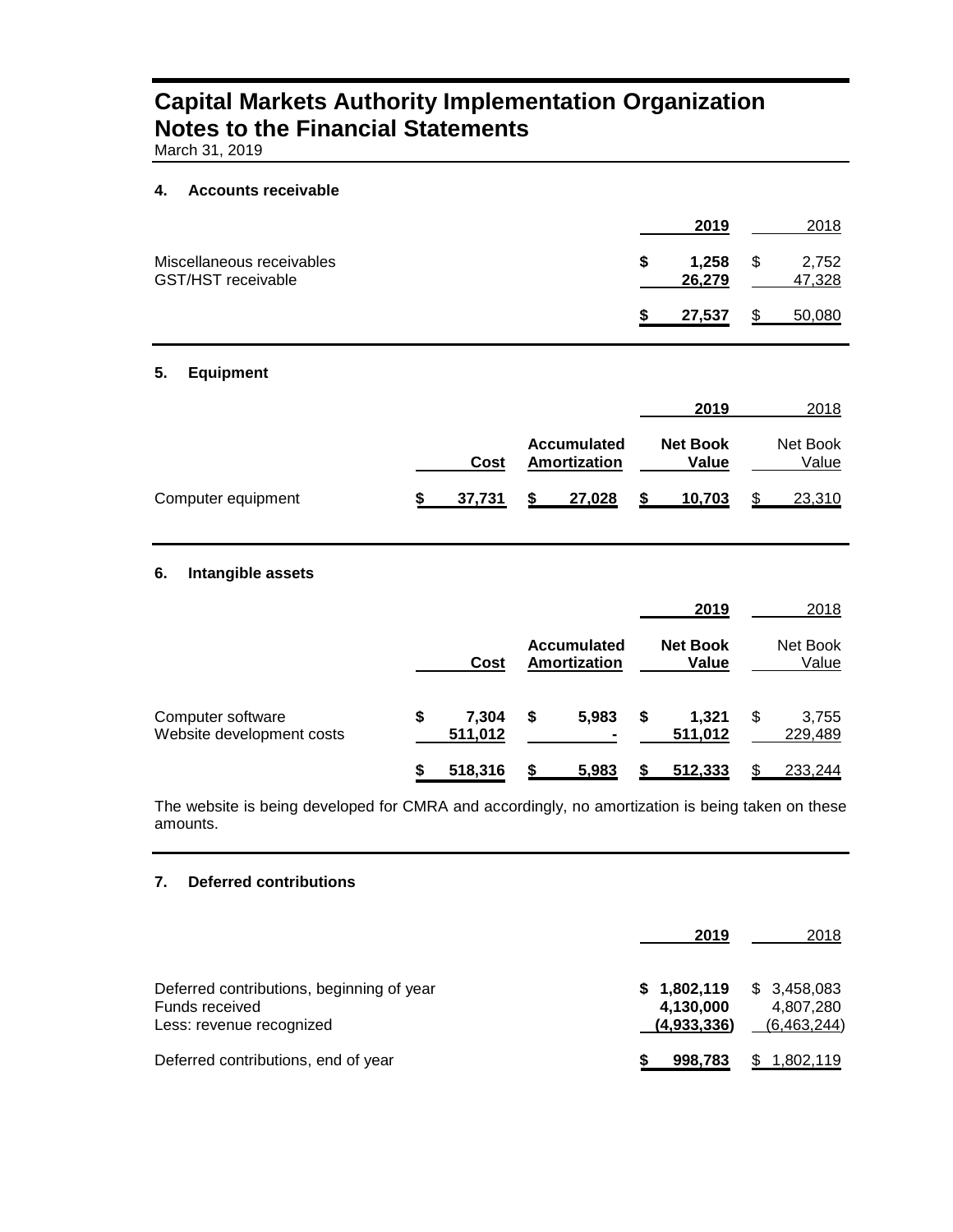# Capital Markets Authority Implementation Organization
# Notes to the Financial Statements

March 31, 2019

## 4. Accounts receivable

| | 2019 | 2018 |
|---|---|---|
| Miscellaneous receivables | $ 1,258 | $ 2,752 |
| GST/HST receivable | 26,279 | 47,328 |
| | $ 27,537 | $ 50,080 |

## 5. Equipment

| | | | 2019 | 2018 |
|---|---|---|---|---|
| | Cost | Accumulated Amortization | Net Book Value | Net Book Value |
| Computer equipment | $ 37,731 | $ 27,028 | $ 10,703 | $ 23,310 |

## 6. Intangible assets

| | | | 2019 | 2018 |
|---|---|---|---|---|
| | Cost | Accumulated Amortization | Net Book Value | Net Book Value |
| Computer software | $ 7,304 | $ 5,983 | $ 1,321 | $ 3,755 |
| Website development costs | 511,012 | - | 511,012 | 229,489 |
| | $ 518,316 | $ 5,983 | $ 512,333 | $ 233,244 |

The website is being developed for CMRA and accordingly, no amortization is being taken on these amounts.

## 7. Deferred contributions

| | 2019 | 2018 |
|---|---|---|
| Deferred contributions, beginning of year | $ 1,802,119 | $ 3,458,083 |
| Funds received | 4,130,000 | 4,807,280 |
| Less: revenue recognized | (4,933,336) | (6,463,244) |
| Deferred contributions, end of year | $ 998,783 | $ 1,802,119 |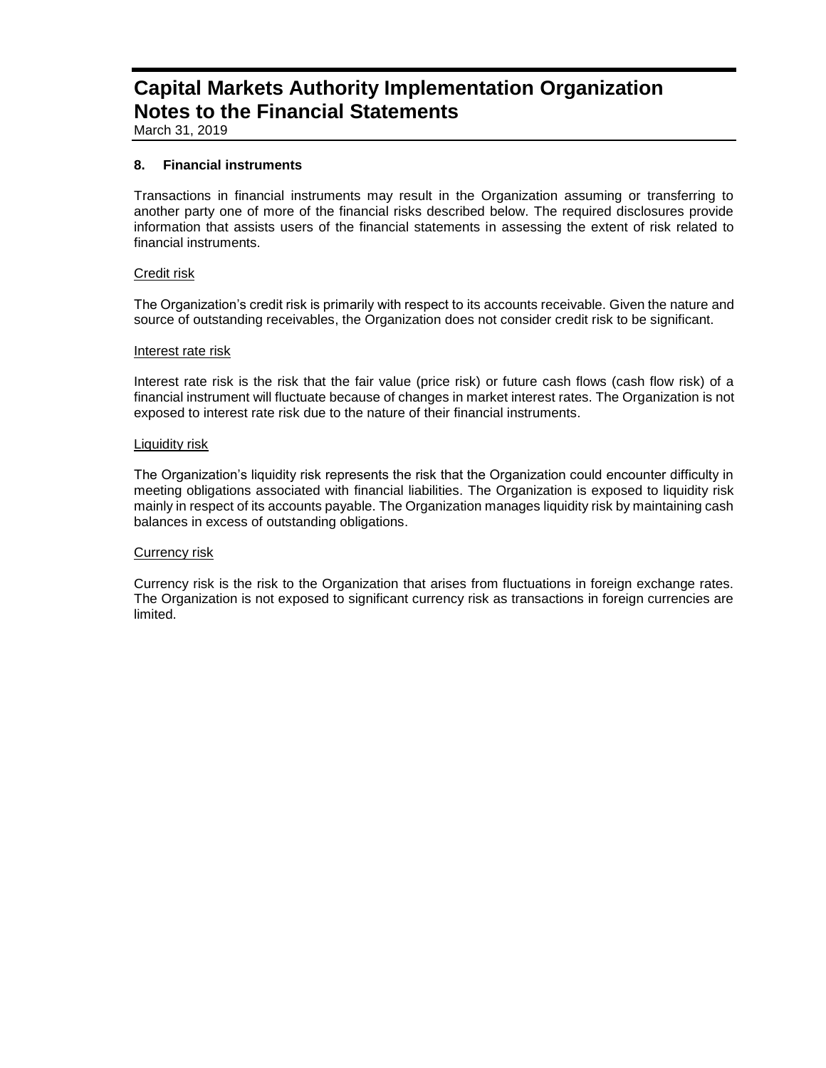## 8. Financial instruments

Transactions in financial instruments may result in the Organization assuming or transferring to another party one of more of the financial risks described below. The required disclosures provide information that assists users of the financial statements in assessing the extent of risk related to financial instruments.

Credit risk

The Organization's credit risk is primarily with respect to its accounts receivable. Given the nature and source of outstanding receivables, the Organization does not consider credit risk to be significant.

Interest rate risk

Interest rate risk is the risk that the fair value (price risk) or future cash flows (cash flow risk) of a financial instrument will fluctuate because of changes in market interest rates. The Organization is not exposed to interest rate risk due to the nature of their financial instruments.

Liquidity risk

The Organization's liquidity risk represents the risk that the Organization could encounter difficulty in meeting obligations associated with financial liabilities. The Organization is exposed to liquidity risk mainly in respect of its accounts payable. The Organization manages liquidity risk by maintaining cash balances in excess of outstanding obligations.

Currency risk

Currency risk is the risk to the Organization that arises from fluctuations in foreign exchange rates. The Organization is not exposed to significant currency risk as transactions in foreign currencies are limited.